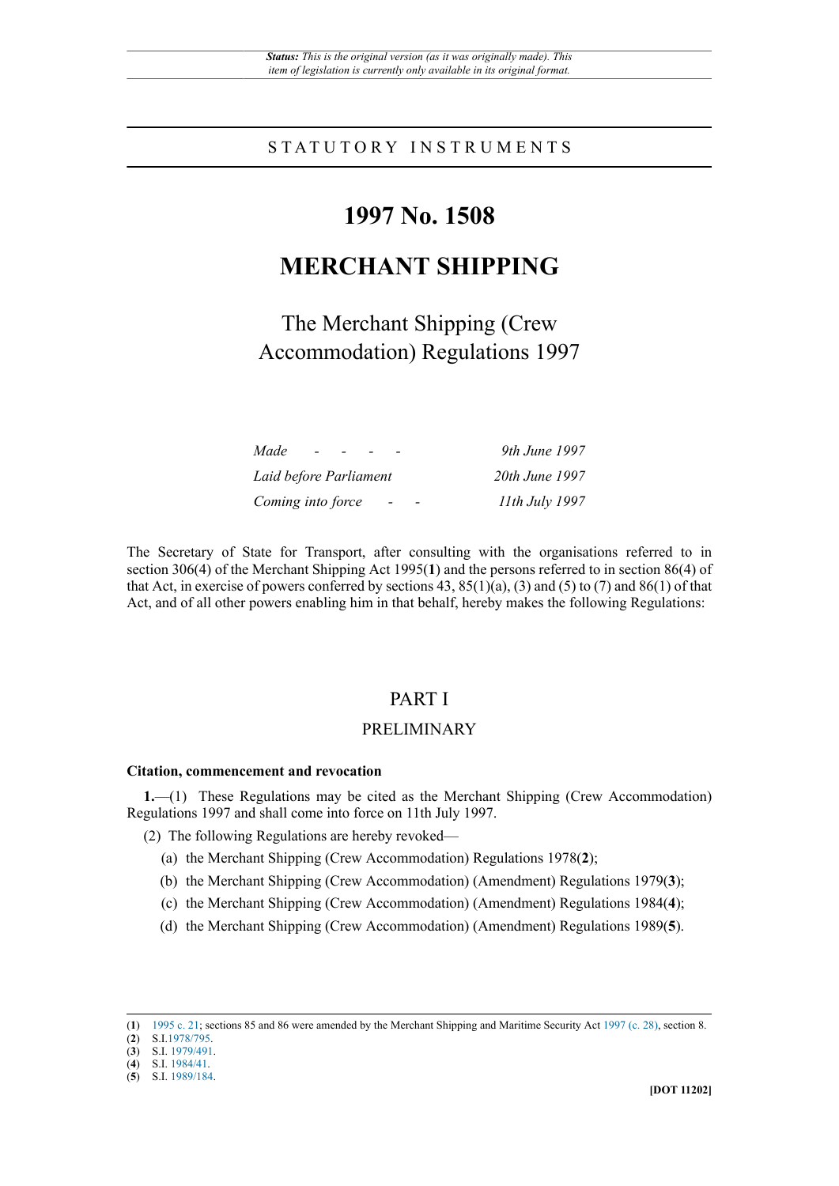*Status: This is the original version (as it was originally made). This item of legislation is currently only available in its original format.*

STATUTORY INSTRUMENTS

# 1997 No. 1508

# MERCHANT SHIPPING

## The Merchant Shipping (Crew Accommodation) Regulations 1997

| | |
|---|---|
| *Made - - - -* | *9th June 1997* |
| *Laid before Parliament* | *20th June 1997* |
| *Coming into force - -* | *11th July 1997* |

The Secretary of State for Transport, after consulting with the organisations referred to in section 306(4) of the Merchant Shipping Act 1995([1]) and the persons referred to in section 86(4) of that Act, in exercise of powers conferred by sections 43, 85(1)(a), (3) and (5) to (7) and 86(1) of that Act, and of all other powers enabling him in that behalf, hereby makes the following Regulations:

## PART I

### PRELIMINARY

**Citation, commencement and revocation**

**1.**—(1) These Regulations may be cited as the Merchant Shipping (Crew Accommodation) Regulations 1997 and shall come into force on 11th July 1997.

(2) The following Regulations are hereby revoked—

(a) the Merchant Shipping (Crew Accommodation) Regulations 1978([2]);

(b) the Merchant Shipping (Crew Accommodation) (Amendment) Regulations 1979([3]);

(c) the Merchant Shipping (Crew Accommodation) (Amendment) Regulations 1984([4]);

(d) the Merchant Shipping (Crew Accommodation) (Amendment) Regulations 1989([5]).

---

([1]) 1995 c. 21; sections 85 and 86 were amended by the Merchant Shipping and Maritime Security Act 1997 (c. 28), section 8.

([2]) S.I.1978/795.

([3]) S.I. 1979/491.

([4]) S.I. 1984/41.

([5]) S.I. 1989/184.

**[DOT 11202]**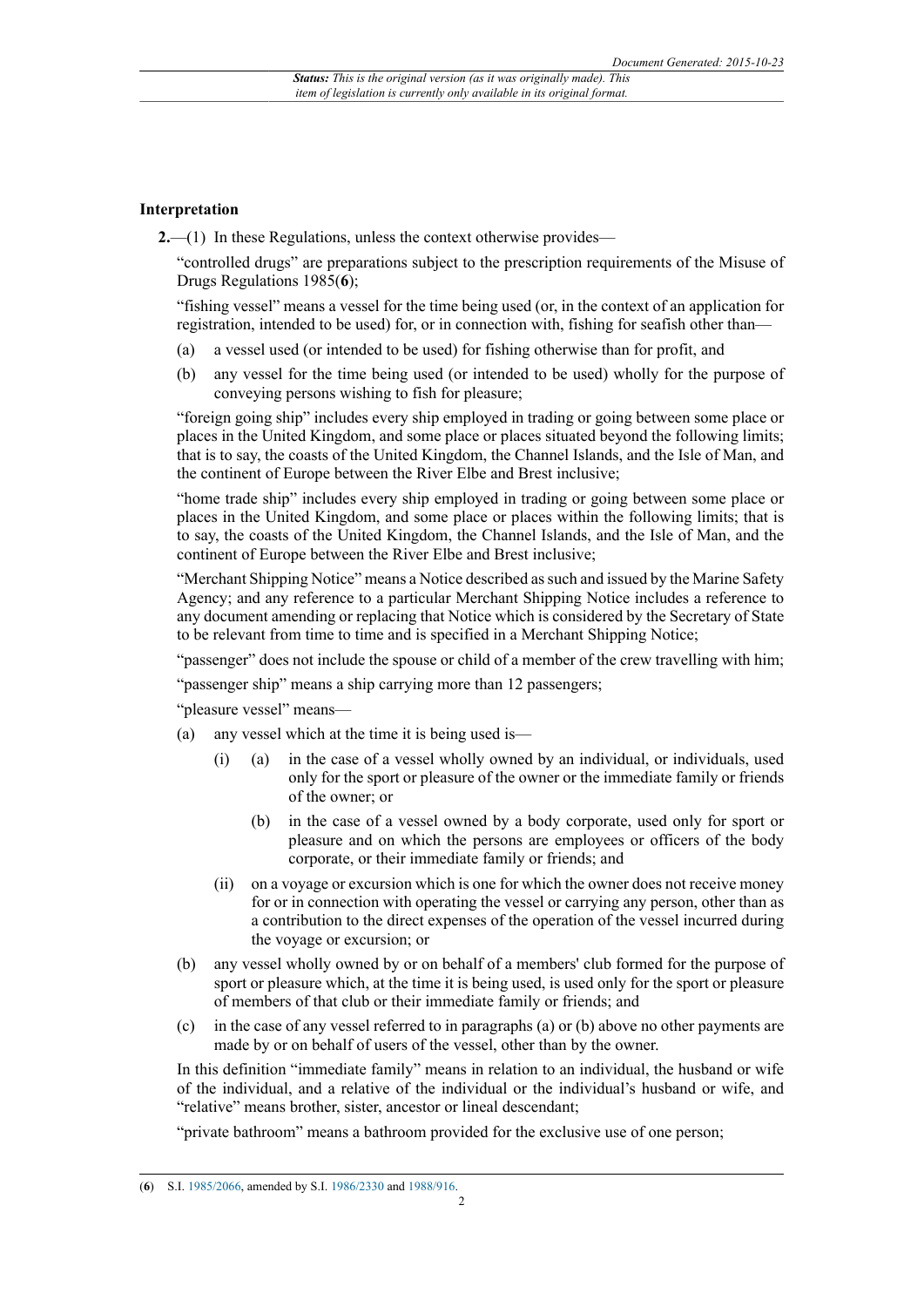### Interpretation

**2.**—(1) In these Regulations, unless the context otherwise provides—

"controlled drugs" are preparations subject to the prescription requirements of the Misuse of Drugs Regulations 1985([6]);

"fishing vessel" means a vessel for the time being used (or, in the context of an application for registration, intended to be used) for, or in connection with, fishing for seafish other than—

(a) a vessel used (or intended to be used) for fishing otherwise than for profit, and

(b) any vessel for the time being used (or intended to be used) wholly for the purpose of conveying persons wishing to fish for pleasure;

"foreign going ship" includes every ship employed in trading or going between some place or places in the United Kingdom, and some place or places situated beyond the following limits; that is to say, the coasts of the United Kingdom, the Channel Islands, and the Isle of Man, and the continent of Europe between the River Elbe and Brest inclusive;

"home trade ship" includes every ship employed in trading or going between some place or places in the United Kingdom, and some place or places within the following limits; that is to say, the coasts of the United Kingdom, the Channel Islands, and the Isle of Man, and the continent of Europe between the River Elbe and Brest inclusive;

"Merchant Shipping Notice" means a Notice described as such and issued by the Marine Safety Agency; and any reference to a particular Merchant Shipping Notice includes a reference to any document amending or replacing that Notice which is considered by the Secretary of State to be relevant from time to time and is specified in a Merchant Shipping Notice;

"passenger" does not include the spouse or child of a member of the crew travelling with him;

"passenger ship" means a ship carrying more than 12 passengers;

"pleasure vessel" means—

(a) any vessel which at the time it is being used is—

  (i) (a) in the case of a vessel wholly owned by an individual, or individuals, used only for the sport or pleasure of the owner or the immediate family or friends of the owner; or

    (b) in the case of a vessel owned by a body corporate, used only for sport or pleasure and on which the persons are employees or officers of the body corporate, or their immediate family or friends; and

  (ii) on a voyage or excursion which is one for which the owner does not receive money for or in connection with operating the vessel or carrying any person, other than as a contribution to the direct expenses of the operation of the vessel incurred during the voyage or excursion; or

(b) any vessel wholly owned by or on behalf of a members' club formed for the purpose of sport or pleasure which, at the time it is being used, is used only for the sport or pleasure of members of that club or their immediate family or friends; and

(c) in the case of any vessel referred to in paragraphs (a) or (b) above no other payments are made by or on behalf of users of the vessel, other than by the owner.

In this definition "immediate family" means in relation to an individual, the husband or wife of the individual, and a relative of the individual or the individual's husband or wife, and "relative" means brother, sister, ancestor or lineal descendant;

"private bathroom" means a bathroom provided for the exclusive use of one person;

---

([6]) S.I. 1985/2066, amended by S.I. 1986/2330 and 1988/916.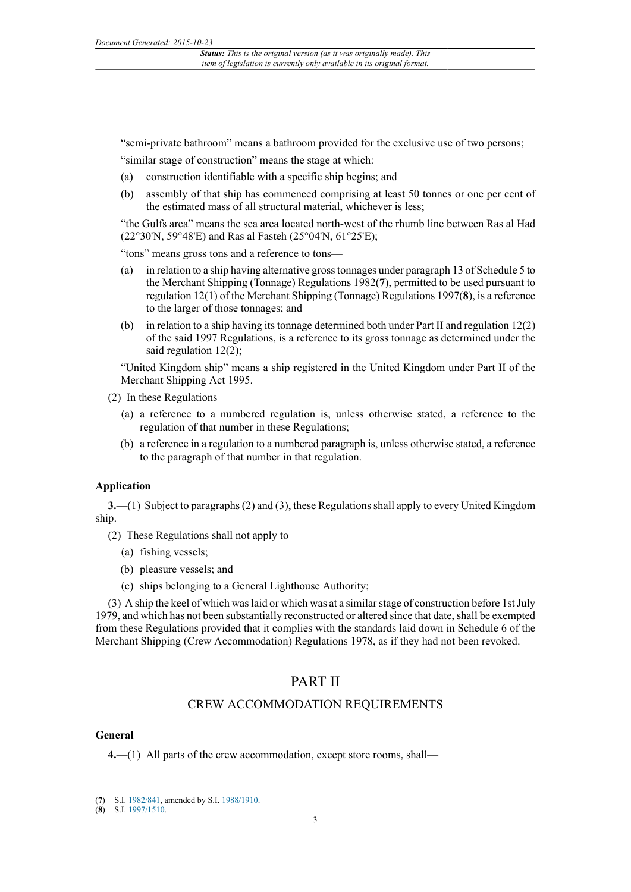"semi-private bathroom" means a bathroom provided for the exclusive use of two persons;

"similar stage of construction" means the stage at which:

(a) construction identifiable with a specific ship begins; and

(b) assembly of that ship has commenced comprising at least 50 tonnes or one per cent of the estimated mass of all structural material, whichever is less;

"the Gulfs area" means the sea area located north-west of the rhumb line between Ras al Had (22°30'N, 59°48'E) and Ras al Fasteh (25°04'N, 61°25'E);

"tons" means gross tons and a reference to tons—

(a) in relation to a ship having alternative gross tonnages under paragraph 13 of Schedule 5 to the Merchant Shipping (Tonnage) Regulations 1982(7), permitted to be used pursuant to regulation 12(1) of the Merchant Shipping (Tonnage) Regulations 1997(8), is a reference to the larger of those tonnages; and

(b) in relation to a ship having its tonnage determined both under Part II and regulation 12(2) of the said 1997 Regulations, is a reference to its gross tonnage as determined under the said regulation 12(2);

"United Kingdom ship" means a ship registered in the United Kingdom under Part II of the Merchant Shipping Act 1995.

(2) In these Regulations—

(a) a reference to a numbered regulation is, unless otherwise stated, a reference to the regulation of that number in these Regulations;

(b) a reference in a regulation to a numbered paragraph is, unless otherwise stated, a reference to the paragraph of that number in that regulation.

### Application

**3.**—(1) Subject to paragraphs (2) and (3), these Regulations shall apply to every United Kingdom ship.

(2) These Regulations shall not apply to—

(a) fishing vessels;

(b) pleasure vessels; and

(c) ships belonging to a General Lighthouse Authority;

(3) A ship the keel of which was laid or which was at a similar stage of construction before 1st July 1979, and which has not been substantially reconstructed or altered since that date, shall be exempted from these Regulations provided that it complies with the standards laid down in Schedule 6 of the Merchant Shipping (Crew Accommodation) Regulations 1978, as if they had not been revoked.

## PART II

## CREW ACCOMMODATION REQUIREMENTS

### General

**4.**—(1) All parts of the crew accommodation, except store rooms, shall—

(7) S.I. 1982/841, amended by S.I. 1988/1910.

(8) S.I. 1997/1510.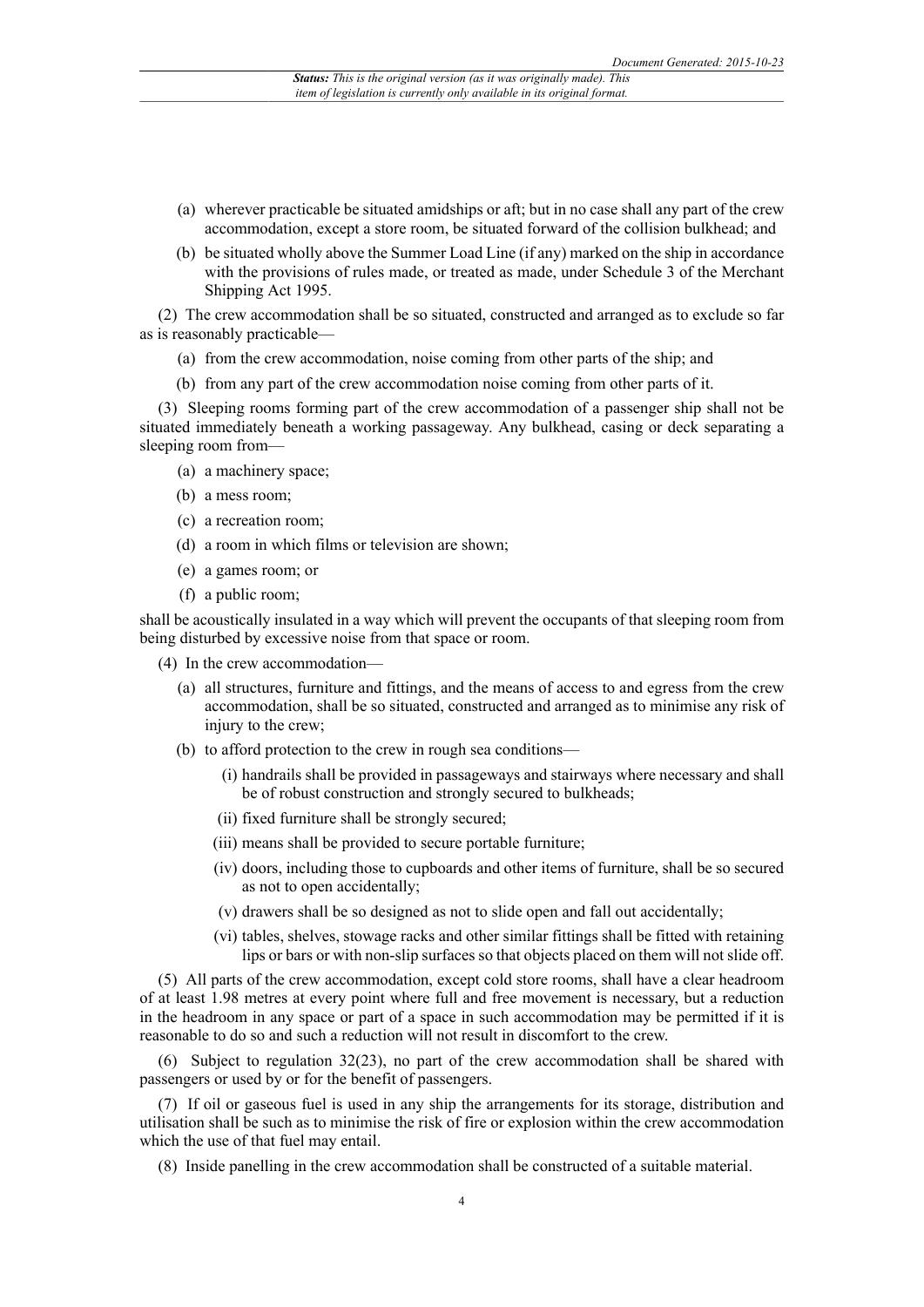(a) wherever practicable be situated amidships or aft; but in no case shall any part of the crew accommodation, except a store room, be situated forward of the collision bulkhead; and

(b) be situated wholly above the Summer Load Line (if any) marked on the ship in accordance with the provisions of rules made, or treated as made, under Schedule 3 of the Merchant Shipping Act 1995.

(2) The crew accommodation shall be so situated, constructed and arranged as to exclude so far as is reasonably practicable—

(a) from the crew accommodation, noise coming from other parts of the ship; and

(b) from any part of the crew accommodation noise coming from other parts of it.

(3) Sleeping rooms forming part of the crew accommodation of a passenger ship shall not be situated immediately beneath a working passageway. Any bulkhead, casing or deck separating a sleeping room from—

(a) a machinery space;

(b) a mess room;

(c) a recreation room;

(d) a room in which films or television are shown;

(e) a games room; or

(f) a public room;

shall be acoustically insulated in a way which will prevent the occupants of that sleeping room from being disturbed by excessive noise from that space or room.

(4) In the crew accommodation—

(a) all structures, furniture and fittings, and the means of access to and egress from the crew accommodation, shall be so situated, constructed and arranged as to minimise any risk of injury to the crew;

(b) to afford protection to the crew in rough sea conditions—

(i) handrails shall be provided in passageways and stairways where necessary and shall be of robust construction and strongly secured to bulkheads;

(ii) fixed furniture shall be strongly secured;

(iii) means shall be provided to secure portable furniture;

(iv) doors, including those to cupboards and other items of furniture, shall be so secured as not to open accidentally;

(v) drawers shall be so designed as not to slide open and fall out accidentally;

(vi) tables, shelves, stowage racks and other similar fittings shall be fitted with retaining lips or bars or with non-slip surfaces so that objects placed on them will not slide off.

(5) All parts of the crew accommodation, except cold store rooms, shall have a clear headroom of at least 1.98 metres at every point where full and free movement is necessary, but a reduction in the headroom in any space or part of a space in such accommodation may be permitted if it is reasonable to do so and such a reduction will not result in discomfort to the crew.

(6) Subject to regulation 32(23), no part of the crew accommodation shall be shared with passengers or used by or for the benefit of passengers.

(7) If oil or gaseous fuel is used in any ship the arrangements for its storage, distribution and utilisation shall be such as to minimise the risk of fire or explosion within the crew accommodation which the use of that fuel may entail.

(8) Inside panelling in the crew accommodation shall be constructed of a suitable material.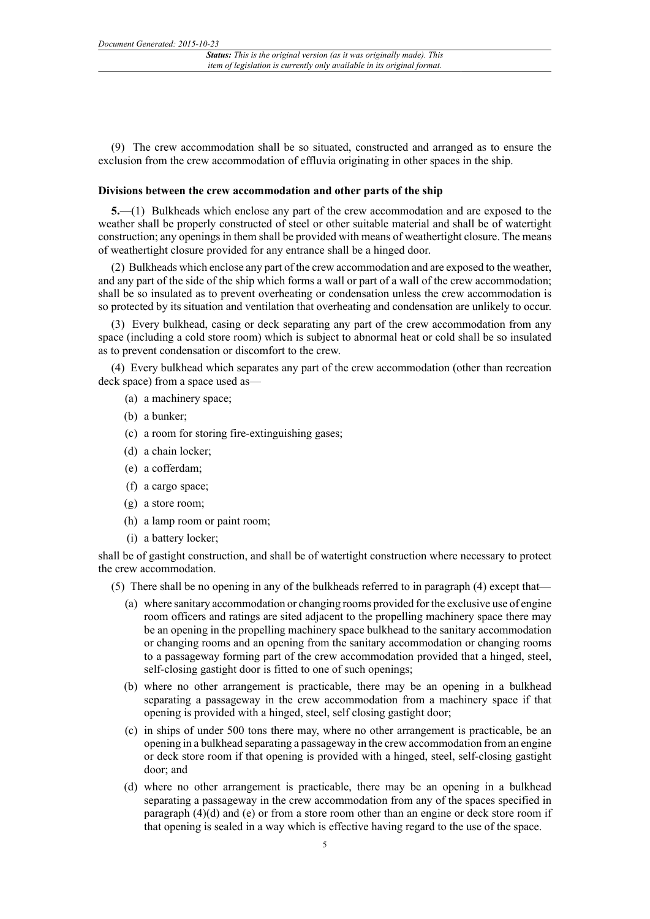(9) The crew accommodation shall be so situated, constructed and arranged as to ensure the exclusion from the crew accommodation of effluvia originating in other spaces in the ship.

**Divisions between the crew accommodation and other parts of the ship**

**5.**—(1) Bulkheads which enclose any part of the crew accommodation and are exposed to the weather shall be properly constructed of steel or other suitable material and shall be of watertight construction; any openings in them shall be provided with means of weathertight closure. The means of weathertight closure provided for any entrance shall be a hinged door.

(2) Bulkheads which enclose any part of the crew accommodation and are exposed to the weather, and any part of the side of the ship which forms a wall or part of a wall of the crew accommodation; shall be so insulated as to prevent overheating or condensation unless the crew accommodation is so protected by its situation and ventilation that overheating and condensation are unlikely to occur.

(3) Every bulkhead, casing or deck separating any part of the crew accommodation from any space (including a cold store room) which is subject to abnormal heat or cold shall be so insulated as to prevent condensation or discomfort to the crew.

(4) Every bulkhead which separates any part of the crew accommodation (other than recreation deck space) from a space used as—

- (a) a machinery space;
- (b) a bunker;
- (c) a room for storing fire-extinguishing gases;
- (d) a chain locker;
- (e) a cofferdam;
- (f) a cargo space;
- (g) a store room;
- (h) a lamp room or paint room;
- (i) a battery locker;

shall be of gastight construction, and shall be of watertight construction where necessary to protect the crew accommodation.

(5) There shall be no opening in any of the bulkheads referred to in paragraph (4) except that—

- (a) where sanitary accommodation or changing rooms provided for the exclusive use of engine room officers and ratings are sited adjacent to the propelling machinery space there may be an opening in the propelling machinery space bulkhead to the sanitary accommodation or changing rooms and an opening from the sanitary accommodation or changing rooms to a passageway forming part of the crew accommodation provided that a hinged, steel, self-closing gastight door is fitted to one of such openings;
- (b) where no other arrangement is practicable, there may be an opening in a bulkhead separating a passageway in the crew accommodation from a machinery space if that opening is provided with a hinged, steel, self closing gastight door;
- (c) in ships of under 500 tons there may, where no other arrangement is practicable, be an opening in a bulkhead separating a passageway in the crew accommodation from an engine or deck store room if that opening is provided with a hinged, steel, self-closing gastight door; and
- (d) where no other arrangement is practicable, there may be an opening in a bulkhead separating a passageway in the crew accommodation from any of the spaces specified in paragraph (4)(d) and (e) or from a store room other than an engine or deck store room if that opening is sealed in a way which is effective having regard to the use of the space.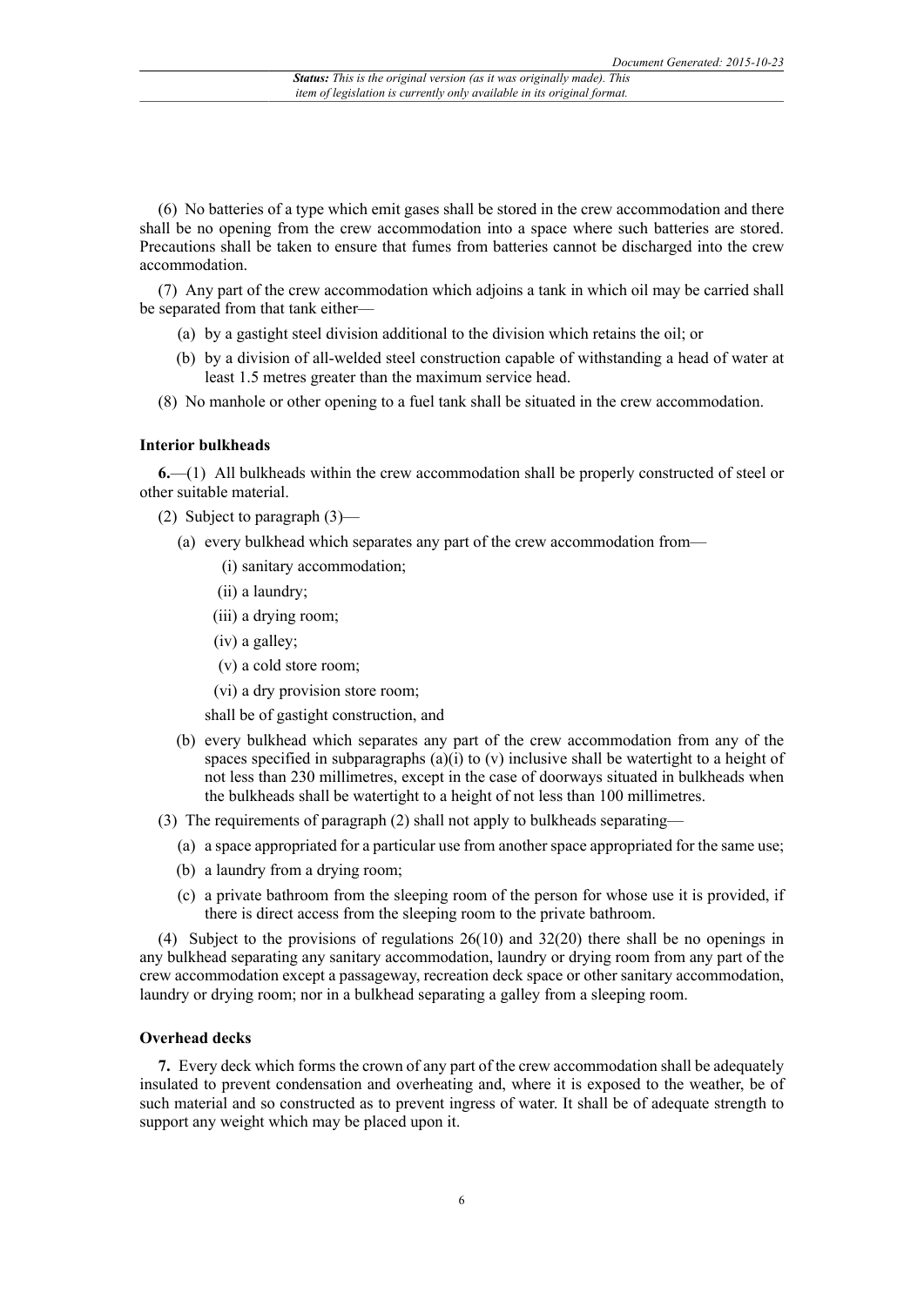(6) No batteries of a type which emit gases shall be stored in the crew accommodation and there shall be no opening from the crew accommodation into a space where such batteries are stored. Precautions shall be taken to ensure that fumes from batteries cannot be discharged into the crew accommodation.

(7) Any part of the crew accommodation which adjoins a tank in which oil may be carried shall be separated from that tank either—

(a) by a gastight steel division additional to the division which retains the oil; or

(b) by a division of all-welded steel construction capable of withstanding a head of water at least 1.5 metres greater than the maximum service head.

(8) No manhole or other opening to a fuel tank shall be situated in the crew accommodation.

**Interior bulkheads**

**6.**—(1) All bulkheads within the crew accommodation shall be properly constructed of steel or other suitable material.

(2) Subject to paragraph (3)—

(a) every bulkhead which separates any part of the crew accommodation from—

(i) sanitary accommodation;

(ii) a laundry;

(iii) a drying room;

(iv) a galley;

(v) a cold store room;

(vi) a dry provision store room;

shall be of gastight construction, and

(b) every bulkhead which separates any part of the crew accommodation from any of the spaces specified in subparagraphs (a)(i) to (v) inclusive shall be watertight to a height of not less than 230 millimetres, except in the case of doorways situated in bulkheads when the bulkheads shall be watertight to a height of not less than 100 millimetres.

(3) The requirements of paragraph (2) shall not apply to bulkheads separating—

(a) a space appropriated for a particular use from another space appropriated for the same use;

(b) a laundry from a drying room;

(c) a private bathroom from the sleeping room of the person for whose use it is provided, if there is direct access from the sleeping room to the private bathroom.

(4) Subject to the provisions of regulations 26(10) and 32(20) there shall be no openings in any bulkhead separating any sanitary accommodation, laundry or drying room from any part of the crew accommodation except a passageway, recreation deck space or other sanitary accommodation, laundry or drying room; nor in a bulkhead separating a galley from a sleeping room.

**Overhead decks**

**7.** Every deck which forms the crown of any part of the crew accommodation shall be adequately insulated to prevent condensation and overheating and, where it is exposed to the weather, be of such material and so constructed as to prevent ingress of water. It shall be of adequate strength to support any weight which may be placed upon it.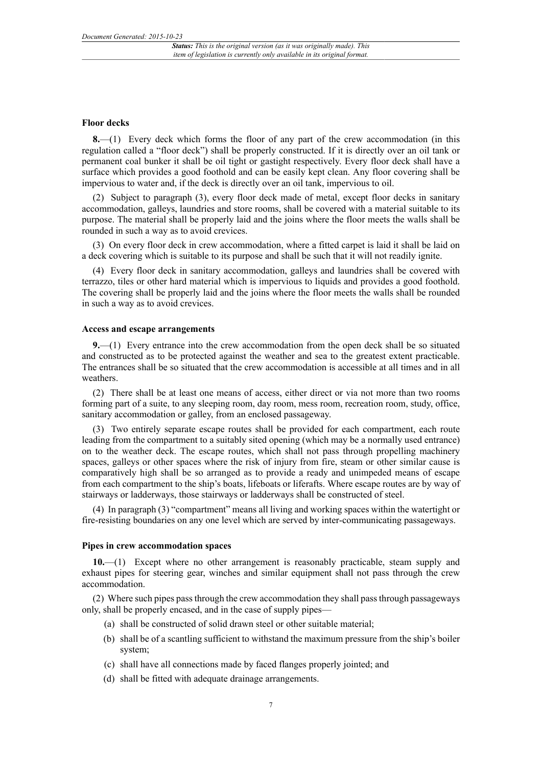### Floor decks

**8.**—(1) Every deck which forms the floor of any part of the crew accommodation (in this regulation called a "floor deck") shall be properly constructed. If it is directly over an oil tank or permanent coal bunker it shall be oil tight or gastight respectively. Every floor deck shall have a surface which provides a good foothold and can be easily kept clean. Any floor covering shall be impervious to water and, if the deck is directly over an oil tank, impervious to oil.

(2) Subject to paragraph (3), every floor deck made of metal, except floor decks in sanitary accommodation, galleys, laundries and store rooms, shall be covered with a material suitable to its purpose. The material shall be properly laid and the joins where the floor meets the walls shall be rounded in such a way as to avoid crevices.

(3) On every floor deck in crew accommodation, where a fitted carpet is laid it shall be laid on a deck covering which is suitable to its purpose and shall be such that it will not readily ignite.

(4) Every floor deck in sanitary accommodation, galleys and laundries shall be covered with terrazzo, tiles or other hard material which is impervious to liquids and provides a good foothold. The covering shall be properly laid and the joins where the floor meets the walls shall be rounded in such a way as to avoid crevices.

### Access and escape arrangements

**9.**—(1) Every entrance into the crew accommodation from the open deck shall be so situated and constructed as to be protected against the weather and sea to the greatest extent practicable. The entrances shall be so situated that the crew accommodation is accessible at all times and in all weathers.

(2) There shall be at least one means of access, either direct or via not more than two rooms forming part of a suite, to any sleeping room, day room, mess room, recreation room, study, office, sanitary accommodation or galley, from an enclosed passageway.

(3) Two entirely separate escape routes shall be provided for each compartment, each route leading from the compartment to a suitably sited opening (which may be a normally used entrance) on to the weather deck. The escape routes, which shall not pass through propelling machinery spaces, galleys or other spaces where the risk of injury from fire, steam or other similar cause is comparatively high shall be so arranged as to provide a ready and unimpeded means of escape from each compartment to the ship's boats, lifeboats or liferafts. Where escape routes are by way of stairways or ladderways, those stairways or ladderways shall be constructed of steel.

(4) In paragraph (3) "compartment" means all living and working spaces within the watertight or fire-resisting boundaries on any one level which are served by inter-communicating passageways.

### Pipes in crew accommodation spaces

**10.**—(1) Except where no other arrangement is reasonably practicable, steam supply and exhaust pipes for steering gear, winches and similar equipment shall not pass through the crew accommodation.

(2) Where such pipes pass through the crew accommodation they shall pass through passageways only, shall be properly encased, and in the case of supply pipes—

(a) shall be constructed of solid drawn steel or other suitable material;

(b) shall be of a scantling sufficient to withstand the maximum pressure from the ship's boiler system;

(c) shall have all connections made by faced flanges properly jointed; and

(d) shall be fitted with adequate drainage arrangements.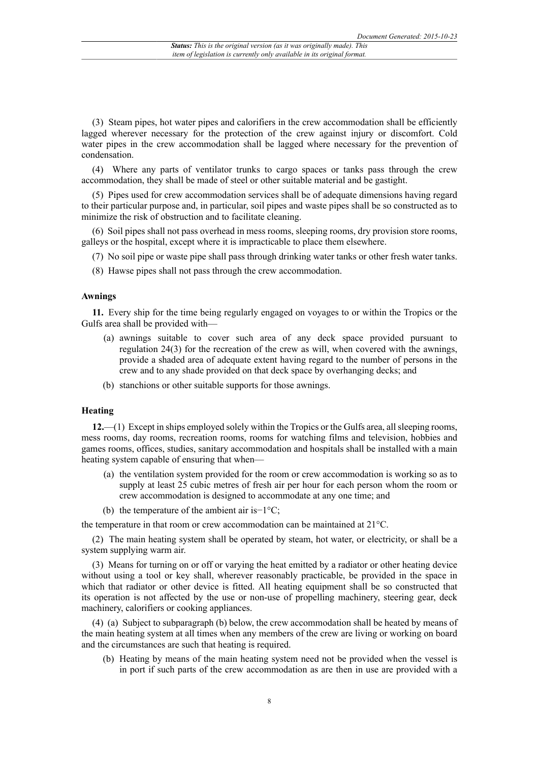(3) Steam pipes, hot water pipes and calorifiers in the crew accommodation shall be efficiently lagged wherever necessary for the protection of the crew against injury or discomfort. Cold water pipes in the crew accommodation shall be lagged where necessary for the prevention of condensation.

(4) Where any parts of ventilator trunks to cargo spaces or tanks pass through the crew accommodation, they shall be made of steel or other suitable material and be gastight.

(5) Pipes used for crew accommodation services shall be of adequate dimensions having regard to their particular purpose and, in particular, soil pipes and waste pipes shall be so constructed as to minimize the risk of obstruction and to facilitate cleaning.

(6) Soil pipes shall not pass overhead in mess rooms, sleeping rooms, dry provision store rooms, galleys or the hospital, except where it is impracticable to place them elsewhere.

(7) No soil pipe or waste pipe shall pass through drinking water tanks or other fresh water tanks.

(8) Hawse pipes shall not pass through the crew accommodation.

**Awnings**

**11.** Every ship for the time being regularly engaged on voyages to or within the Tropics or the Gulfs area shall be provided with—

- (a) awnings suitable to cover such area of any deck space provided pursuant to regulation 24(3) for the recreation of the crew as will, when covered with the awnings, provide a shaded area of adequate extent having regard to the number of persons in the crew and to any shade provided on that deck space by overhanging decks; and
- (b) stanchions or other suitable supports for those awnings.

**Heating**

**12.**—(1) Except in ships employed solely within the Tropics or the Gulfs area, all sleeping rooms, mess rooms, day rooms, recreation rooms, rooms for watching films and television, hobbies and games rooms, offices, studies, sanitary accommodation and hospitals shall be installed with a main heating system capable of ensuring that when—

- (a) the ventilation system provided for the room or crew accommodation is working so as to supply at least 25 cubic metres of fresh air per hour for each person whom the room or crew accommodation is designed to accommodate at any one time; and
- (b) the temperature of the ambient air is−1°C;

the temperature in that room or crew accommodation can be maintained at 21°C.

(2) The main heating system shall be operated by steam, hot water, or electricity, or shall be a system supplying warm air.

(3) Means for turning on or off or varying the heat emitted by a radiator or other heating device without using a tool or key shall, wherever reasonably practicable, be provided in the space in which that radiator or other device is fitted. All heating equipment shall be so constructed that its operation is not affected by the use or non-use of propelling machinery, steering gear, deck machinery, calorifiers or cooking appliances.

(4) (a) Subject to subparagraph (b) below, the crew accommodation shall be heated by means of the main heating system at all times when any members of the crew are living or working on board and the circumstances are such that heating is required.

- (b) Heating by means of the main heating system need not be provided when the vessel is in port if such parts of the crew accommodation as are then in use are provided with a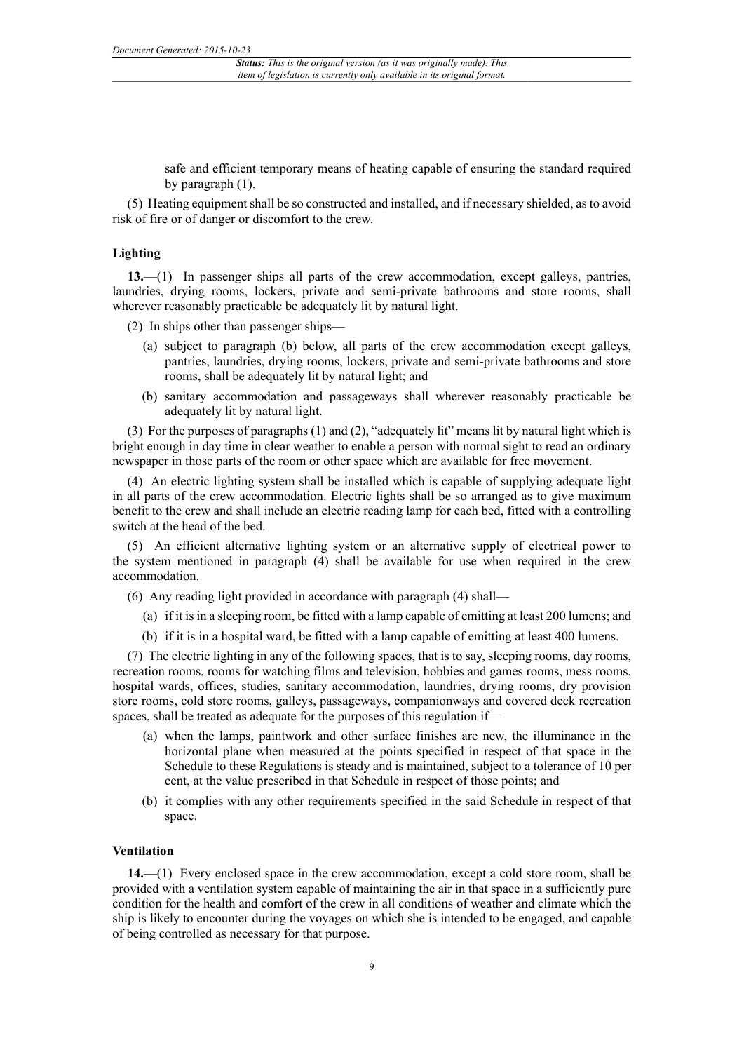safe and efficient temporary means of heating capable of ensuring the standard required by paragraph (1).

(5) Heating equipment shall be so constructed and installed, and if necessary shielded, as to avoid risk of fire or of danger or discomfort to the crew.

### Lighting

**13.**—(1) In passenger ships all parts of the crew accommodation, except galleys, pantries, laundries, drying rooms, lockers, private and semi-private bathrooms and store rooms, shall wherever reasonably practicable be adequately lit by natural light.

(2) In ships other than passenger ships—

- (a) subject to paragraph (b) below, all parts of the crew accommodation except galleys, pantries, laundries, drying rooms, lockers, private and semi-private bathrooms and store rooms, shall be adequately lit by natural light; and
- (b) sanitary accommodation and passageways shall wherever reasonably practicable be adequately lit by natural light.

(3) For the purposes of paragraphs (1) and (2), "adequately lit" means lit by natural light which is bright enough in day time in clear weather to enable a person with normal sight to read an ordinary newspaper in those parts of the room or other space which are available for free movement.

(4) An electric lighting system shall be installed which is capable of supplying adequate light in all parts of the crew accommodation. Electric lights shall be so arranged as to give maximum benefit to the crew and shall include an electric reading lamp for each bed, fitted with a controlling switch at the head of the bed.

(5) An efficient alternative lighting system or an alternative supply of electrical power to the system mentioned in paragraph (4) shall be available for use when required in the crew accommodation.

(6) Any reading light provided in accordance with paragraph (4) shall—

- (a) if it is in a sleeping room, be fitted with a lamp capable of emitting at least 200 lumens; and
- (b) if it is in a hospital ward, be fitted with a lamp capable of emitting at least 400 lumens.

(7) The electric lighting in any of the following spaces, that is to say, sleeping rooms, day rooms, recreation rooms, rooms for watching films and television, hobbies and games rooms, mess rooms, hospital wards, offices, studies, sanitary accommodation, laundries, drying rooms, dry provision store rooms, cold store rooms, galleys, passageways, companionways and covered deck recreation spaces, shall be treated as adequate for the purposes of this regulation if—

- (a) when the lamps, paintwork and other surface finishes are new, the illuminance in the horizontal plane when measured at the points specified in respect of that space in the Schedule to these Regulations is steady and is maintained, subject to a tolerance of 10 per cent, at the value prescribed in that Schedule in respect of those points; and
- (b) it complies with any other requirements specified in the said Schedule in respect of that space.

### Ventilation

**14.**—(1) Every enclosed space in the crew accommodation, except a cold store room, shall be provided with a ventilation system capable of maintaining the air in that space in a sufficiently pure condition for the health and comfort of the crew in all conditions of weather and climate which the ship is likely to encounter during the voyages on which she is intended to be engaged, and capable of being controlled as necessary for that purpose.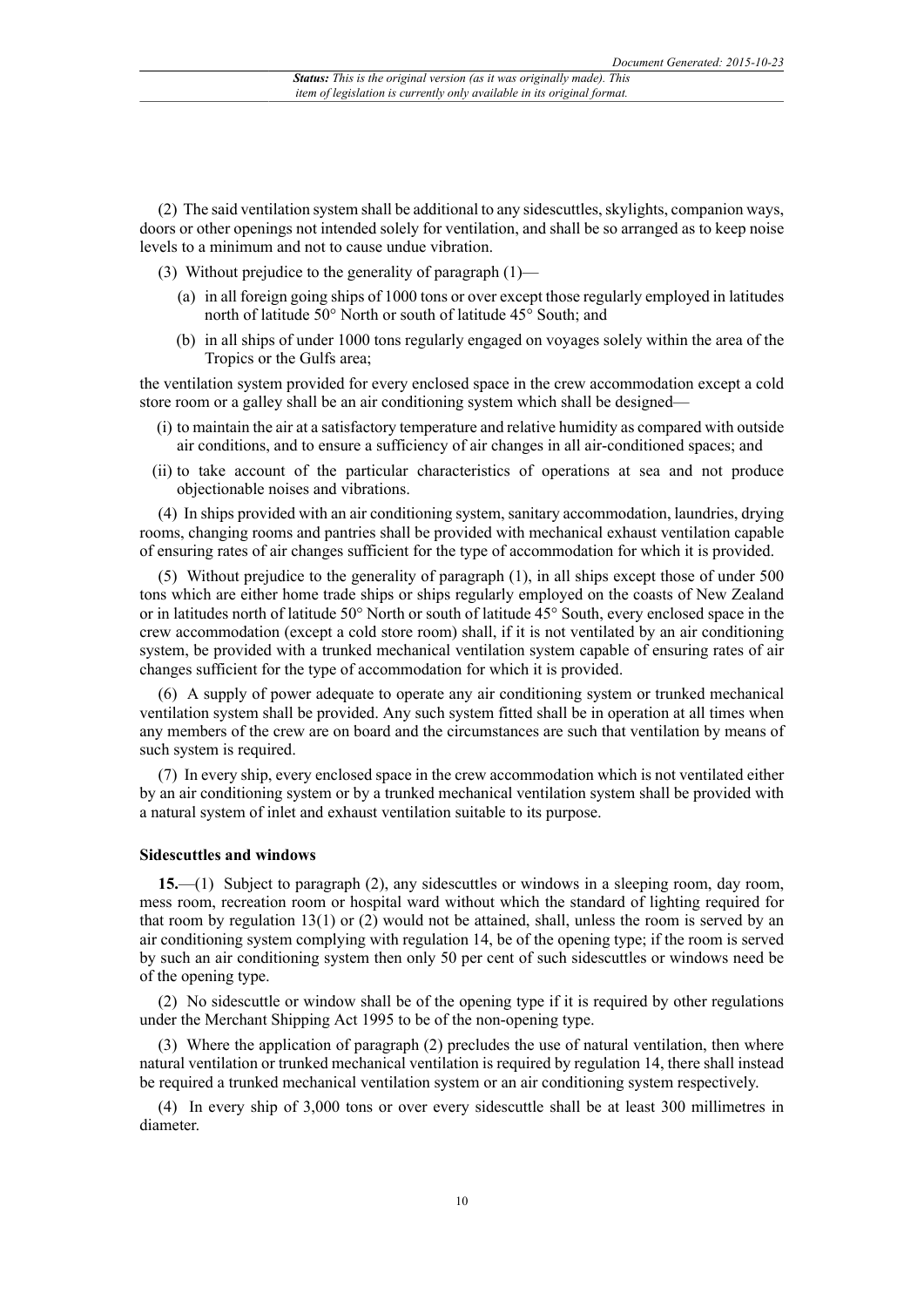(2) The said ventilation system shall be additional to any sidescuttles, skylights, companion ways, doors or other openings not intended solely for ventilation, and shall be so arranged as to keep noise levels to a minimum and not to cause undue vibration.

(3) Without prejudice to the generality of paragraph (1)—

(a) in all foreign going ships of 1000 tons or over except those regularly employed in latitudes north of latitude 50° North or south of latitude 45° South; and

(b) in all ships of under 1000 tons regularly engaged on voyages solely within the area of the Tropics or the Gulfs area;

the ventilation system provided for every enclosed space in the crew accommodation except a cold store room or a galley shall be an air conditioning system which shall be designed—

(i) to maintain the air at a satisfactory temperature and relative humidity as compared with outside air conditions, and to ensure a sufficiency of air changes in all air-conditioned spaces; and

(ii) to take account of the particular characteristics of operations at sea and not produce objectionable noises and vibrations.

(4) In ships provided with an air conditioning system, sanitary accommodation, laundries, drying rooms, changing rooms and pantries shall be provided with mechanical exhaust ventilation capable of ensuring rates of air changes sufficient for the type of accommodation for which it is provided.

(5) Without prejudice to the generality of paragraph (1), in all ships except those of under 500 tons which are either home trade ships or ships regularly employed on the coasts of New Zealand or in latitudes north of latitude 50° North or south of latitude 45° South, every enclosed space in the crew accommodation (except a cold store room) shall, if it is not ventilated by an air conditioning system, be provided with a trunked mechanical ventilation system capable of ensuring rates of air changes sufficient for the type of accommodation for which it is provided.

(6) A supply of power adequate to operate any air conditioning system or trunked mechanical ventilation system shall be provided. Any such system fitted shall be in operation at all times when any members of the crew are on board and the circumstances are such that ventilation by means of such system is required.

(7) In every ship, every enclosed space in the crew accommodation which is not ventilated either by an air conditioning system or by a trunked mechanical ventilation system shall be provided with a natural system of inlet and exhaust ventilation suitable to its purpose.

### Sidescuttles and windows

**15.**—(1) Subject to paragraph (2), any sidescuttles or windows in a sleeping room, day room, mess room, recreation room or hospital ward without which the standard of lighting required for that room by regulation 13(1) or (2) would not be attained, shall, unless the room is served by an air conditioning system complying with regulation 14, be of the opening type; if the room is served by such an air conditioning system then only 50 per cent of such sidescuttles or windows need be of the opening type.

(2) No sidescuttle or window shall be of the opening type if it is required by other regulations under the Merchant Shipping Act 1995 to be of the non-opening type.

(3) Where the application of paragraph (2) precludes the use of natural ventilation, then where natural ventilation or trunked mechanical ventilation is required by regulation 14, there shall instead be required a trunked mechanical ventilation system or an air conditioning system respectively.

(4) In every ship of 3,000 tons or over every sidescuttle shall be at least 300 millimetres in diameter.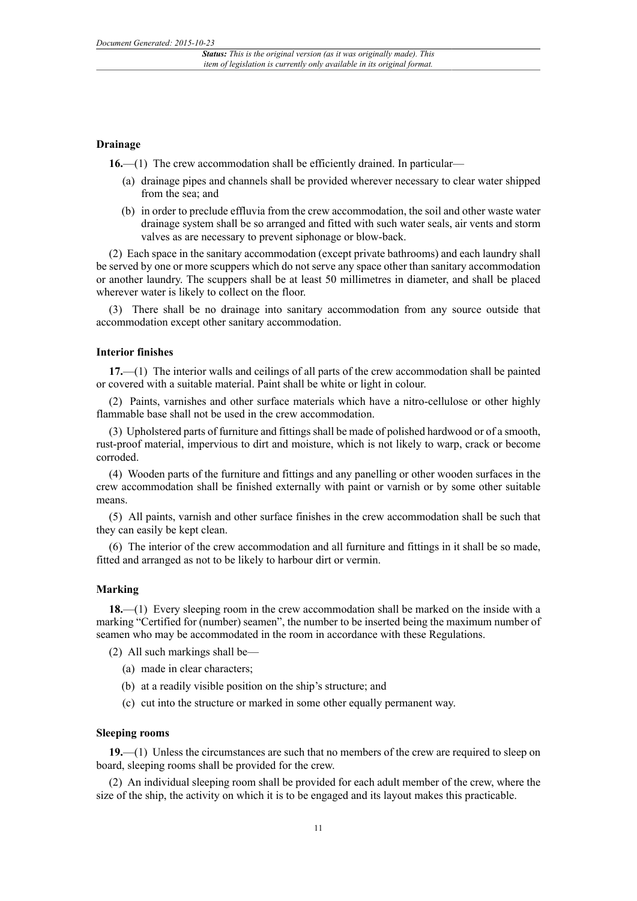### Drainage

**16.**—(1) The crew accommodation shall be efficiently drained. In particular—

- (a) drainage pipes and channels shall be provided wherever necessary to clear water shipped from the sea; and
- (b) in order to preclude effluvia from the crew accommodation, the soil and other waste water drainage system shall be so arranged and fitted with such water seals, air vents and storm valves as are necessary to prevent siphonage or blow-back.

(2) Each space in the sanitary accommodation (except private bathrooms) and each laundry shall be served by one or more scuppers which do not serve any space other than sanitary accommodation or another laundry. The scuppers shall be at least 50 millimetres in diameter, and shall be placed wherever water is likely to collect on the floor.

(3) There shall be no drainage into sanitary accommodation from any source outside that accommodation except other sanitary accommodation.

### Interior finishes

**17.**—(1) The interior walls and ceilings of all parts of the crew accommodation shall be painted or covered with a suitable material. Paint shall be white or light in colour.

(2) Paints, varnishes and other surface materials which have a nitro-cellulose or other highly flammable base shall not be used in the crew accommodation.

(3) Upholstered parts of furniture and fittings shall be made of polished hardwood or of a smooth, rust-proof material, impervious to dirt and moisture, which is not likely to warp, crack or become corroded.

(4) Wooden parts of the furniture and fittings and any panelling or other wooden surfaces in the crew accommodation shall be finished externally with paint or varnish or by some other suitable means.

(5) All paints, varnish and other surface finishes in the crew accommodation shall be such that they can easily be kept clean.

(6) The interior of the crew accommodation and all furniture and fittings in it shall be so made, fitted and arranged as not to be likely to harbour dirt or vermin.

### Marking

**18.**—(1) Every sleeping room in the crew accommodation shall be marked on the inside with a marking "Certified for (number) seamen", the number to be inserted being the maximum number of seamen who may be accommodated in the room in accordance with these Regulations.

(2) All such markings shall be—

- (a) made in clear characters;
- (b) at a readily visible position on the ship's structure; and
- (c) cut into the structure or marked in some other equally permanent way.

### Sleeping rooms

**19.**—(1) Unless the circumstances are such that no members of the crew are required to sleep on board, sleeping rooms shall be provided for the crew.

(2) An individual sleeping room shall be provided for each adult member of the crew, where the size of the ship, the activity on which it is to be engaged and its layout makes this practicable.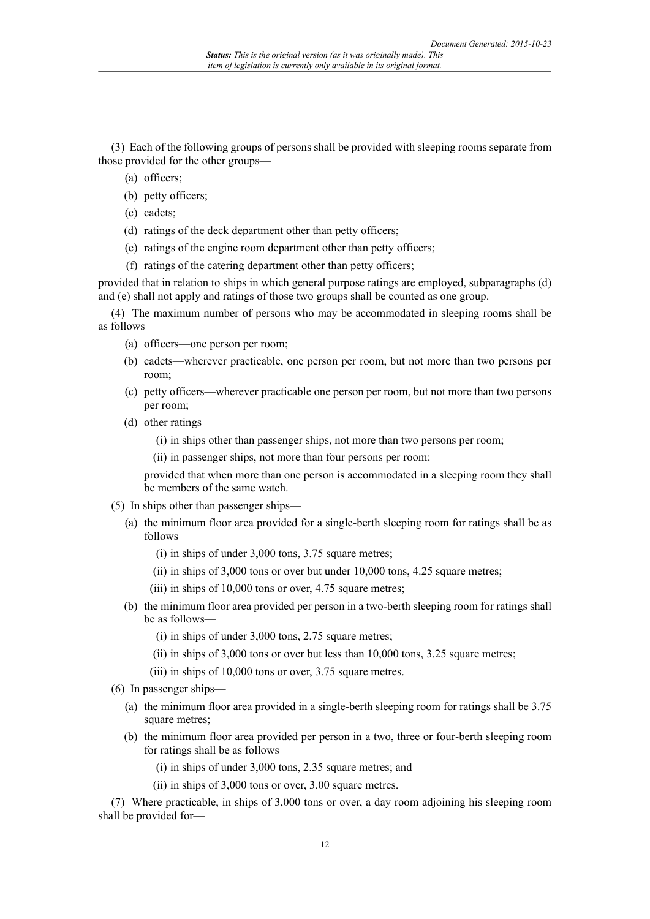(3) Each of the following groups of persons shall be provided with sleeping rooms separate from those provided for the other groups—

- (a) officers;
- (b) petty officers;
- (c) cadets;
- (d) ratings of the deck department other than petty officers;
- (e) ratings of the engine room department other than petty officers;
- (f) ratings of the catering department other than petty officers;

provided that in relation to ships in which general purpose ratings are employed, subparagraphs (d) and (e) shall not apply and ratings of those two groups shall be counted as one group.

(4) The maximum number of persons who may be accommodated in sleeping rooms shall be as follows—

- (a) officers—one person per room;
- (b) cadets—wherever practicable, one person per room, but not more than two persons per room;
- (c) petty officers—wherever practicable one person per room, but not more than two persons per room;
- (d) other ratings—
  - (i) in ships other than passenger ships, not more than two persons per room;
  - (ii) in passenger ships, not more than four persons per room:

  provided that when more than one person is accommodated in a sleeping room they shall be members of the same watch.

(5) In ships other than passenger ships—

- (a) the minimum floor area provided for a single-berth sleeping room for ratings shall be as follows—
  - (i) in ships of under 3,000 tons, 3.75 square metres;
  - (ii) in ships of 3,000 tons or over but under 10,000 tons, 4.25 square metres;
  - (iii) in ships of 10,000 tons or over, 4.75 square metres;
- (b) the minimum floor area provided per person in a two-berth sleeping room for ratings shall be as follows—
  - (i) in ships of under 3,000 tons, 2.75 square metres;
  - (ii) in ships of 3,000 tons or over but less than 10,000 tons, 3.25 square metres;
  - (iii) in ships of 10,000 tons or over, 3.75 square metres.

(6) In passenger ships—

- (a) the minimum floor area provided in a single-berth sleeping room for ratings shall be 3.75 square metres;
- (b) the minimum floor area provided per person in a two, three or four-berth sleeping room for ratings shall be as follows—
  - (i) in ships of under 3,000 tons, 2.35 square metres; and
  - (ii) in ships of 3,000 tons or over, 3.00 square metres.

(7) Where practicable, in ships of 3,000 tons or over, a day room adjoining his sleeping room shall be provided for—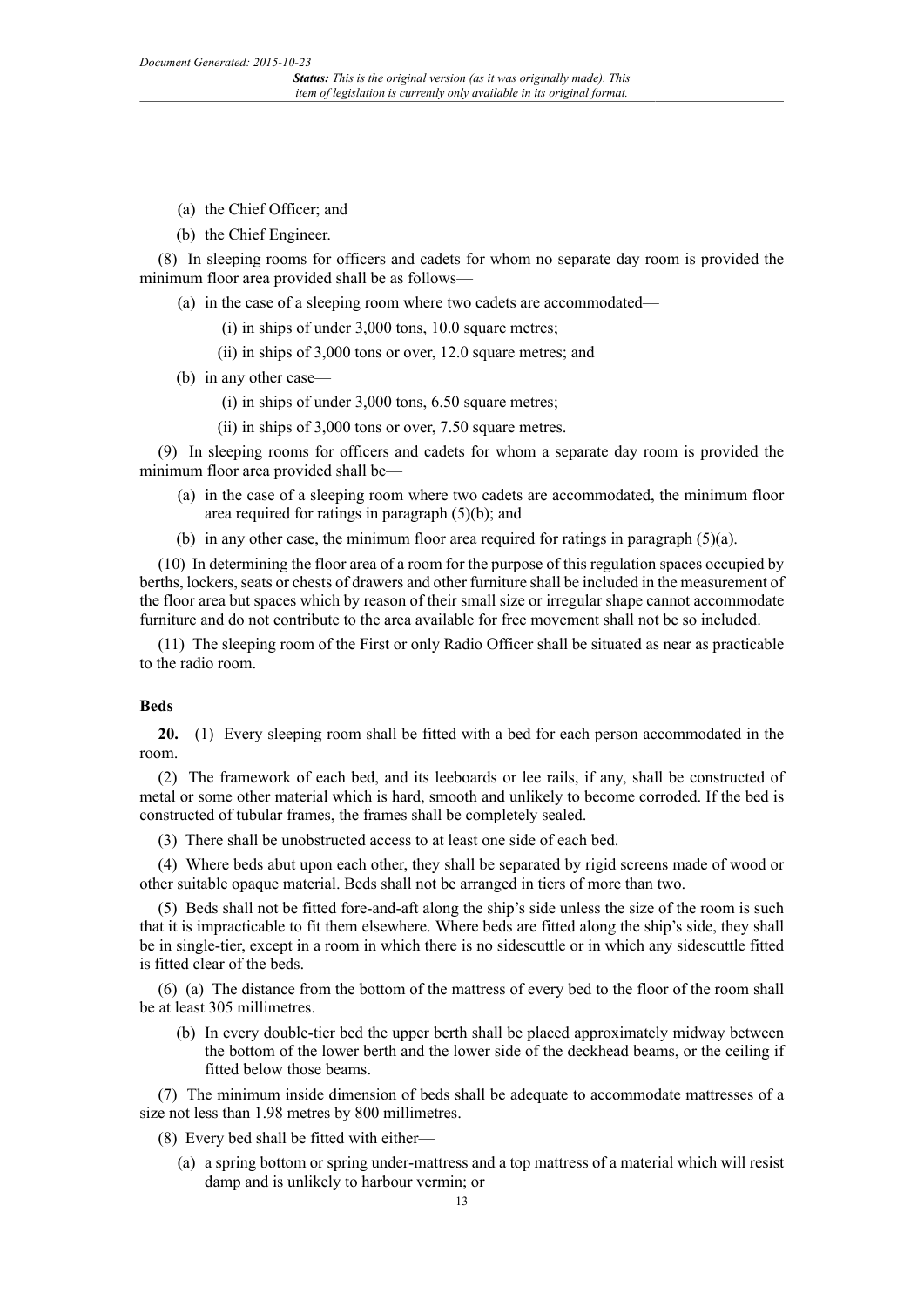(a) the Chief Officer; and

(b) the Chief Engineer.

(8) In sleeping rooms for officers and cadets for whom no separate day room is provided the minimum floor area provided shall be as follows—

(a) in the case of a sleeping room where two cadets are accommodated—

(i) in ships of under 3,000 tons, 10.0 square metres;

(ii) in ships of 3,000 tons or over, 12.0 square metres; and

(b) in any other case—

(i) in ships of under 3,000 tons, 6.50 square metres;

(ii) in ships of 3,000 tons or over, 7.50 square metres.

(9) In sleeping rooms for officers and cadets for whom a separate day room is provided the minimum floor area provided shall be—

(a) in the case of a sleeping room where two cadets are accommodated, the minimum floor area required for ratings in paragraph (5)(b); and

(b) in any other case, the minimum floor area required for ratings in paragraph (5)(a).

(10) In determining the floor area of a room for the purpose of this regulation spaces occupied by berths, lockers, seats or chests of drawers and other furniture shall be included in the measurement of the floor area but spaces which by reason of their small size or irregular shape cannot accommodate furniture and do not contribute to the area available for free movement shall not be so included.

(11) The sleeping room of the First or only Radio Officer shall be situated as near as practicable to the radio room.

### Beds

**20.**—(1) Every sleeping room shall be fitted with a bed for each person accommodated in the room.

(2) The framework of each bed, and its leeboards or lee rails, if any, shall be constructed of metal or some other material which is hard, smooth and unlikely to become corroded. If the bed is constructed of tubular frames, the frames shall be completely sealed.

(3) There shall be unobstructed access to at least one side of each bed.

(4) Where beds abut upon each other, they shall be separated by rigid screens made of wood or other suitable opaque material. Beds shall not be arranged in tiers of more than two.

(5) Beds shall not be fitted fore-and-aft along the ship's side unless the size of the room is such that it is impracticable to fit them elsewhere. Where beds are fitted along the ship's side, they shall be in single-tier, except in a room in which there is no sidescuttle or in which any sidescuttle fitted is fitted clear of the beds.

(6) (a) The distance from the bottom of the mattress of every bed to the floor of the room shall be at least 305 millimetres.

(b) In every double-tier bed the upper berth shall be placed approximately midway between the bottom of the lower berth and the lower side of the deckhead beams, or the ceiling if fitted below those beams.

(7) The minimum inside dimension of beds shall be adequate to accommodate mattresses of a size not less than 1.98 metres by 800 millimetres.

(8) Every bed shall be fitted with either—

(a) a spring bottom or spring under-mattress and a top mattress of a material which will resist damp and is unlikely to harbour vermin; or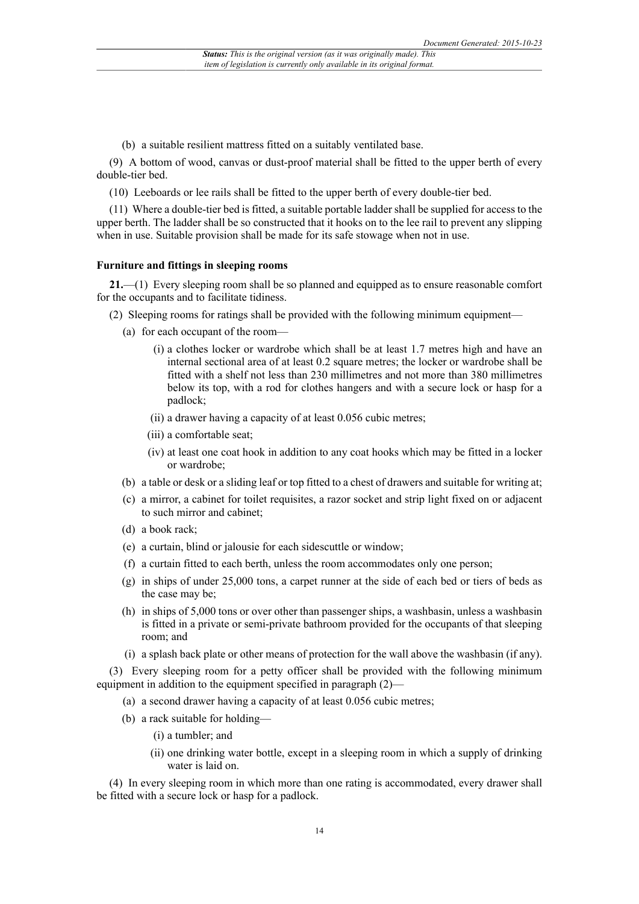(b) a suitable resilient mattress fitted on a suitably ventilated base.

(9) A bottom of wood, canvas or dust-proof material shall be fitted to the upper berth of every double-tier bed.

(10) Leeboards or lee rails shall be fitted to the upper berth of every double-tier bed.

(11) Where a double-tier bed is fitted, a suitable portable ladder shall be supplied for access to the upper berth. The ladder shall be so constructed that it hooks on to the lee rail to prevent any slipping when in use. Suitable provision shall be made for its safe stowage when not in use.

**Furniture and fittings in sleeping rooms**

**21.**—(1) Every sleeping room shall be so planned and equipped as to ensure reasonable comfort for the occupants and to facilitate tidiness.

(2) Sleeping rooms for ratings shall be provided with the following minimum equipment—

- (a) for each occupant of the room—
  - (i) a clothes locker or wardrobe which shall be at least 1.7 metres high and have an internal sectional area of at least 0.2 square metres; the locker or wardrobe shall be fitted with a shelf not less than 230 millimetres and not more than 380 millimetres below its top, with a rod for clothes hangers and with a secure lock or hasp for a padlock;
  - (ii) a drawer having a capacity of at least 0.056 cubic metres;
  - (iii) a comfortable seat;
  - (iv) at least one coat hook in addition to any coat hooks which may be fitted in a locker or wardrobe;
- (b) a table or desk or a sliding leaf or top fitted to a chest of drawers and suitable for writing at;
- (c) a mirror, a cabinet for toilet requisites, a razor socket and strip light fixed on or adjacent to such mirror and cabinet;
- (d) a book rack;
- (e) a curtain, blind or jalousie for each sidescuttle or window;
- (f) a curtain fitted to each berth, unless the room accommodates only one person;
- (g) in ships of under 25,000 tons, a carpet runner at the side of each bed or tiers of beds as the case may be;
- (h) in ships of 5,000 tons or over other than passenger ships, a washbasin, unless a washbasin is fitted in a private or semi-private bathroom provided for the occupants of that sleeping room; and
- (i) a splash back plate or other means of protection for the wall above the washbasin (if any).

(3) Every sleeping room for a petty officer shall be provided with the following minimum equipment in addition to the equipment specified in paragraph (2)—

- (a) a second drawer having a capacity of at least 0.056 cubic metres;
- (b) a rack suitable for holding—
  - (i) a tumbler; and
  - (ii) one drinking water bottle, except in a sleeping room in which a supply of drinking water is laid on.

(4) In every sleeping room in which more than one rating is accommodated, every drawer shall be fitted with a secure lock or hasp for a padlock.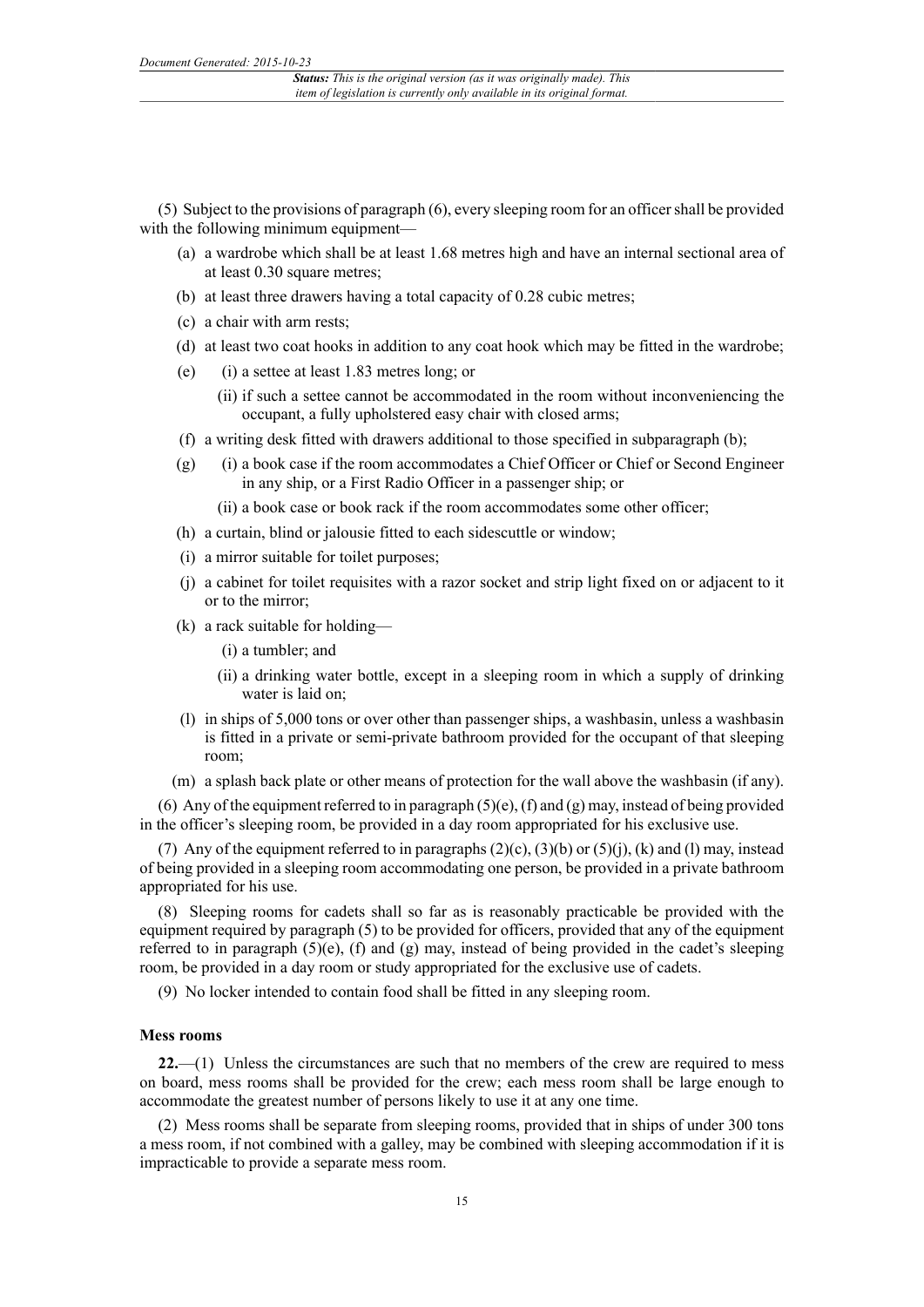(5) Subject to the provisions of paragraph (6), every sleeping room for an officer shall be provided with the following minimum equipment—

- (a) a wardrobe which shall be at least 1.68 metres high and have an internal sectional area of at least 0.30 square metres;
- (b) at least three drawers having a total capacity of 0.28 cubic metres;
- (c) a chair with arm rests;
- (d) at least two coat hooks in addition to any coat hook which may be fitted in the wardrobe;
- (e) (i) a settee at least 1.83 metres long; or
  - (ii) if such a settee cannot be accommodated in the room without inconveniencing the occupant, a fully upholstered easy chair with closed arms;
- (f) a writing desk fitted with drawers additional to those specified in subparagraph (b);
- (g) (i) a book case if the room accommodates a Chief Officer or Chief or Second Engineer in any ship, or a First Radio Officer in a passenger ship; or
  - (ii) a book case or book rack if the room accommodates some other officer;
- (h) a curtain, blind or jalousie fitted to each sidescuttle or window;
- (i) a mirror suitable for toilet purposes;
- (j) a cabinet for toilet requisites with a razor socket and strip light fixed on or adjacent to it or to the mirror;
- (k) a rack suitable for holding—
  - (i) a tumbler; and
  - (ii) a drinking water bottle, except in a sleeping room in which a supply of drinking water is laid on;
- (l) in ships of 5,000 tons or over other than passenger ships, a washbasin, unless a washbasin is fitted in a private or semi-private bathroom provided for the occupant of that sleeping room;
- (m) a splash back plate or other means of protection for the wall above the washbasin (if any).

(6) Any of the equipment referred to in paragraph (5)(e), (f) and (g) may, instead of being provided in the officer's sleeping room, be provided in a day room appropriated for his exclusive use.

(7) Any of the equipment referred to in paragraphs (2)(c), (3)(b) or (5)(j), (k) and (l) may, instead of being provided in a sleeping room accommodating one person, be provided in a private bathroom appropriated for his use.

(8) Sleeping rooms for cadets shall so far as is reasonably practicable be provided with the equipment required by paragraph (5) to be provided for officers, provided that any of the equipment referred to in paragraph (5)(e), (f) and (g) may, instead of being provided in the cadet's sleeping room, be provided in a day room or study appropriated for the exclusive use of cadets.

(9) No locker intended to contain food shall be fitted in any sleeping room.

**Mess rooms**

**22.**—(1) Unless the circumstances are such that no members of the crew are required to mess on board, mess rooms shall be provided for the crew; each mess room shall be large enough to accommodate the greatest number of persons likely to use it at any one time.

(2) Mess rooms shall be separate from sleeping rooms, provided that in ships of under 300 tons a mess room, if not combined with a galley, may be combined with sleeping accommodation if it is impracticable to provide a separate mess room.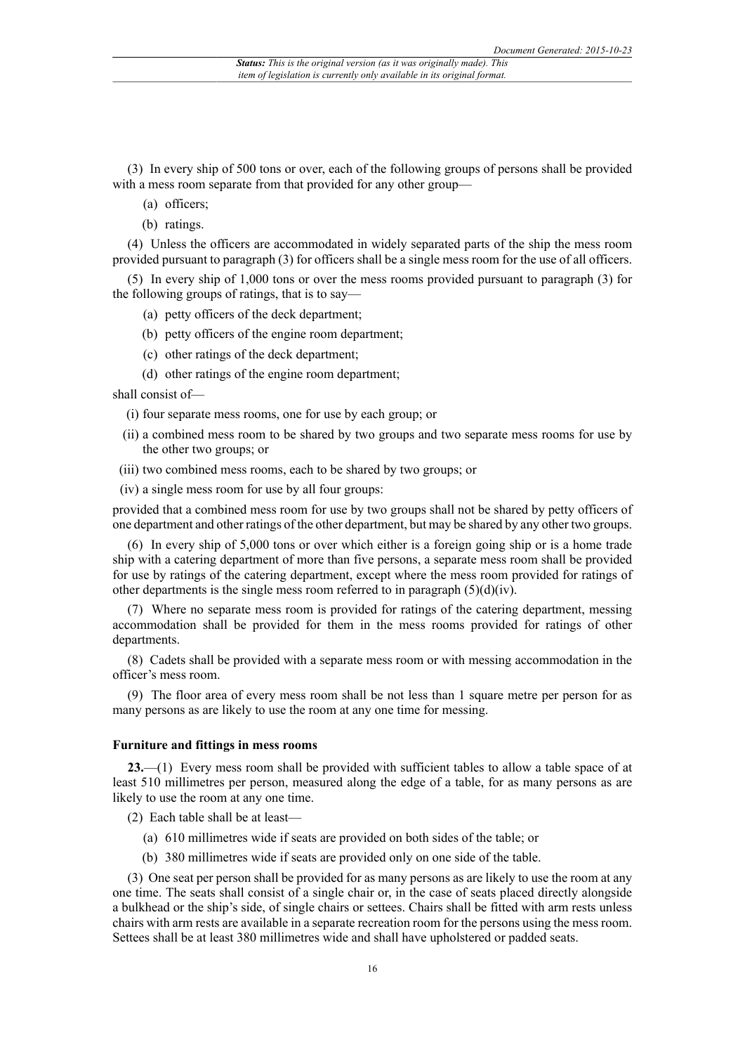(3) In every ship of 500 tons or over, each of the following groups of persons shall be provided with a mess room separate from that provided for any other group—

(a) officers;

(b) ratings.

(4) Unless the officers are accommodated in widely separated parts of the ship the mess room provided pursuant to paragraph (3) for officers shall be a single mess room for the use of all officers.

(5) In every ship of 1,000 tons or over the mess rooms provided pursuant to paragraph (3) for the following groups of ratings, that is to say—

(a) petty officers of the deck department;

(b) petty officers of the engine room department;

(c) other ratings of the deck department;

(d) other ratings of the engine room department;

shall consist of—

(i) four separate mess rooms, one for use by each group; or

(ii) a combined mess room to be shared by two groups and two separate mess rooms for use by the other two groups; or

(iii) two combined mess rooms, each to be shared by two groups; or

(iv) a single mess room for use by all four groups:

provided that a combined mess room for use by two groups shall not be shared by petty officers of one department and other ratings of the other department, but may be shared by any other two groups.

(6) In every ship of 5,000 tons or over which either is a foreign going ship or is a home trade ship with a catering department of more than five persons, a separate mess room shall be provided for use by ratings of the catering department, except where the mess room provided for ratings of other departments is the single mess room referred to in paragraph (5)(d)(iv).

(7) Where no separate mess room is provided for ratings of the catering department, messing accommodation shall be provided for them in the mess rooms provided for ratings of other departments.

(8) Cadets shall be provided with a separate mess room or with messing accommodation in the officer's mess room.

(9) The floor area of every mess room shall be not less than 1 square metre per person for as many persons as are likely to use the room at any one time for messing.

### Furniture and fittings in mess rooms

**23.**—(1) Every mess room shall be provided with sufficient tables to allow a table space of at least 510 millimetres per person, measured along the edge of a table, for as many persons as are likely to use the room at any one time.

(2) Each table shall be at least—

(a) 610 millimetres wide if seats are provided on both sides of the table; or

(b) 380 millimetres wide if seats are provided only on one side of the table.

(3) One seat per person shall be provided for as many persons as are likely to use the room at any one time. The seats shall consist of a single chair or, in the case of seats placed directly alongside a bulkhead or the ship's side, of single chairs or settees. Chairs shall be fitted with arm rests unless chairs with arm rests are available in a separate recreation room for the persons using the mess room. Settees shall be at least 380 millimetres wide and shall have upholstered or padded seats.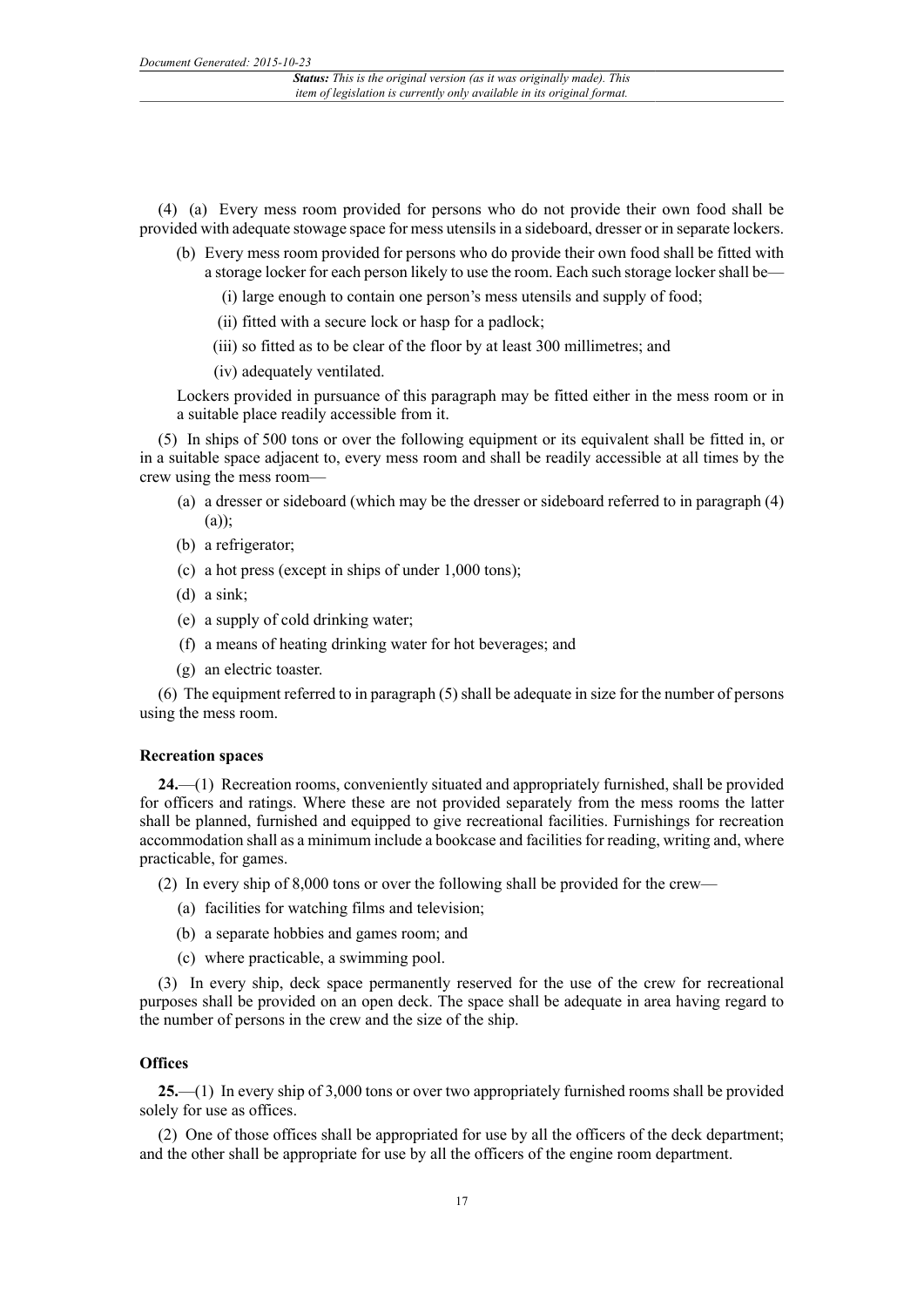(4) (a) Every mess room provided for persons who do not provide their own food shall be provided with adequate stowage space for mess utensils in a sideboard, dresser or in separate lockers.

(b) Every mess room provided for persons who do provide their own food shall be fitted with a storage locker for each person likely to use the room. Each such storage locker shall be—

(i) large enough to contain one person's mess utensils and supply of food;

(ii) fitted with a secure lock or hasp for a padlock;

(iii) so fitted as to be clear of the floor by at least 300 millimetres; and

(iv) adequately ventilated.

Lockers provided in pursuance of this paragraph may be fitted either in the mess room or in a suitable place readily accessible from it.

(5) In ships of 500 tons or over the following equipment or its equivalent shall be fitted in, or in a suitable space adjacent to, every mess room and shall be readily accessible at all times by the crew using the mess room—

(a) a dresser or sideboard (which may be the dresser or sideboard referred to in paragraph (4)(a));

(b) a refrigerator;

(c) a hot press (except in ships of under 1,000 tons);

(d) a sink;

(e) a supply of cold drinking water;

(f) a means of heating drinking water for hot beverages; and

(g) an electric toaster.

(6) The equipment referred to in paragraph (5) shall be adequate in size for the number of persons using the mess room.

**Recreation spaces**

**24.**—(1) Recreation rooms, conveniently situated and appropriately furnished, shall be provided for officers and ratings. Where these are not provided separately from the mess rooms the latter shall be planned, furnished and equipped to give recreational facilities. Furnishings for recreation accommodation shall as a minimum include a bookcase and facilities for reading, writing and, where practicable, for games.

(2) In every ship of 8,000 tons or over the following shall be provided for the crew—

(a) facilities for watching films and television;

(b) a separate hobbies and games room; and

(c) where practicable, a swimming pool.

(3) In every ship, deck space permanently reserved for the use of the crew for recreational purposes shall be provided on an open deck. The space shall be adequate in area having regard to the number of persons in the crew and the size of the ship.

**Offices**

**25.**—(1) In every ship of 3,000 tons or over two appropriately furnished rooms shall be provided solely for use as offices.

(2) One of those offices shall be appropriated for use by all the officers of the deck department; and the other shall be appropriate for use by all the officers of the engine room department.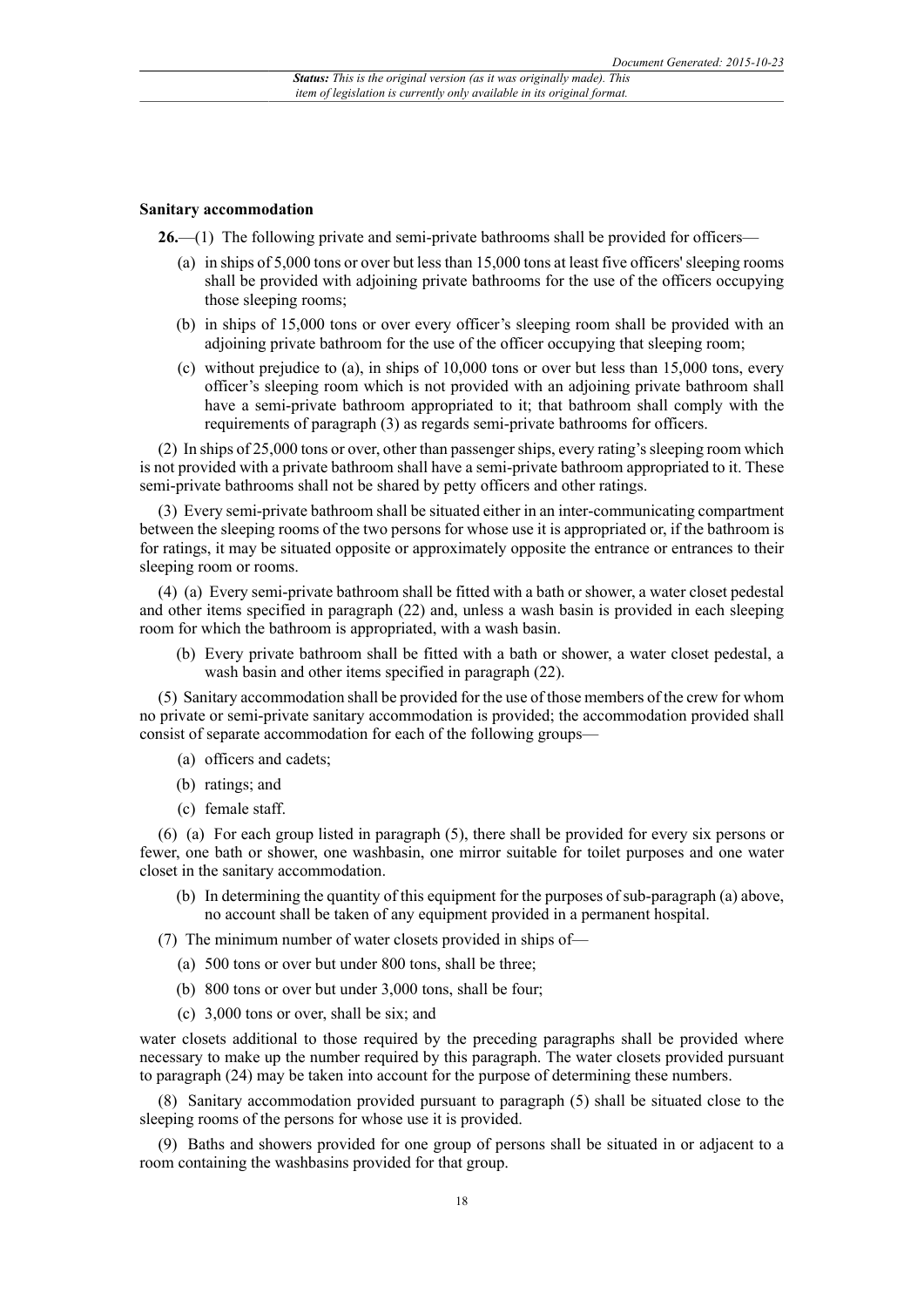**Sanitary accommodation**

**26.**—(1) The following private and semi-private bathrooms shall be provided for officers—

- (a) in ships of 5,000 tons or over but less than 15,000 tons at least five officers' sleeping rooms shall be provided with adjoining private bathrooms for the use of the officers occupying those sleeping rooms;
- (b) in ships of 15,000 tons or over every officer's sleeping room shall be provided with an adjoining private bathroom for the use of the officer occupying that sleeping room;
- (c) without prejudice to (a), in ships of 10,000 tons or over but less than 15,000 tons, every officer's sleeping room which is not provided with an adjoining private bathroom shall have a semi-private bathroom appropriated to it; that bathroom shall comply with the requirements of paragraph (3) as regards semi-private bathrooms for officers.

(2) In ships of 25,000 tons or over, other than passenger ships, every rating's sleeping room which is not provided with a private bathroom shall have a semi-private bathroom appropriated to it. These semi-private bathrooms shall not be shared by petty officers and other ratings.

(3) Every semi-private bathroom shall be situated either in an inter-communicating compartment between the sleeping rooms of the two persons for whose use it is appropriated or, if the bathroom is for ratings, it may be situated opposite or approximately opposite the entrance or entrances to their sleeping room or rooms.

(4) (a) Every semi-private bathroom shall be fitted with a bath or shower, a water closet pedestal and other items specified in paragraph (22) and, unless a wash basin is provided in each sleeping room for which the bathroom is appropriated, with a wash basin.

- (b) Every private bathroom shall be fitted with a bath or shower, a water closet pedestal, a wash basin and other items specified in paragraph (22).

(5) Sanitary accommodation shall be provided for the use of those members of the crew for whom no private or semi-private sanitary accommodation is provided; the accommodation provided shall consist of separate accommodation for each of the following groups—

- (a) officers and cadets;
- (b) ratings; and
- (c) female staff.

(6) (a) For each group listed in paragraph (5), there shall be provided for every six persons or fewer, one bath or shower, one washbasin, one mirror suitable for toilet purposes and one water closet in the sanitary accommodation.

- (b) In determining the quantity of this equipment for the purposes of sub-paragraph (a) above, no account shall be taken of any equipment provided in a permanent hospital.

(7) The minimum number of water closets provided in ships of—

- (a) 500 tons or over but under 800 tons, shall be three;
- (b) 800 tons or over but under 3,000 tons, shall be four;
- (c) 3,000 tons or over, shall be six; and

water closets additional to those required by the preceding paragraphs shall be provided where necessary to make up the number required by this paragraph. The water closets provided pursuant to paragraph (24) may be taken into account for the purpose of determining these numbers.

(8) Sanitary accommodation provided pursuant to paragraph (5) shall be situated close to the sleeping rooms of the persons for whose use it is provided.

(9) Baths and showers provided for one group of persons shall be situated in or adjacent to a room containing the washbasins provided for that group.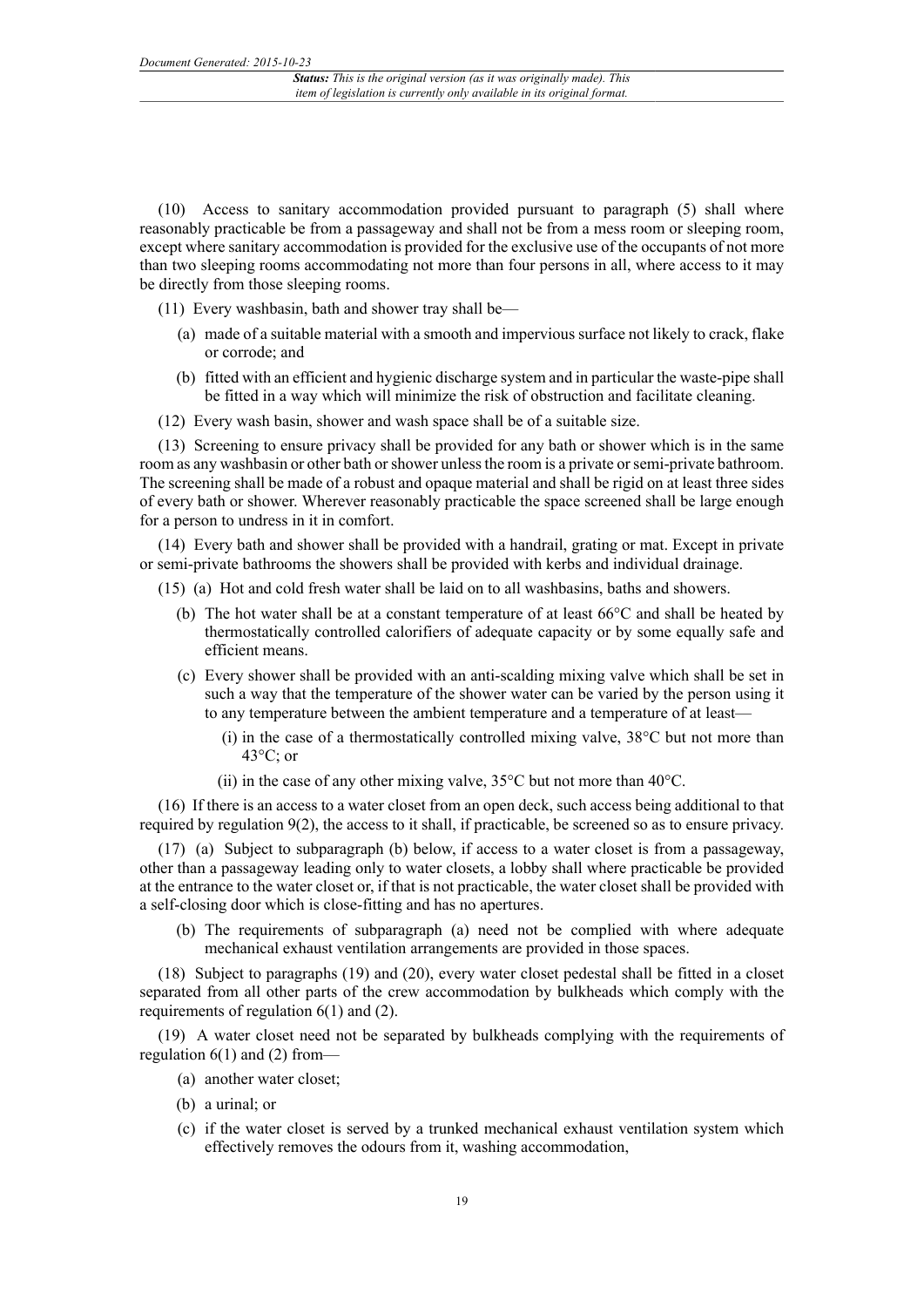(10) Access to sanitary accommodation provided pursuant to paragraph (5) shall where reasonably practicable be from a passageway and shall not be from a mess room or sleeping room, except where sanitary accommodation is provided for the exclusive use of the occupants of not more than two sleeping rooms accommodating not more than four persons in all, where access to it may be directly from those sleeping rooms.

(11) Every washbasin, bath and shower tray shall be—

- (a) made of a suitable material with a smooth and impervious surface not likely to crack, flake or corrode; and
- (b) fitted with an efficient and hygienic discharge system and in particular the waste-pipe shall be fitted in a way which will minimize the risk of obstruction and facilitate cleaning.

(12) Every wash basin, shower and wash space shall be of a suitable size.

(13) Screening to ensure privacy shall be provided for any bath or shower which is in the same room as any washbasin or other bath or shower unless the room is a private or semi-private bathroom. The screening shall be made of a robust and opaque material and shall be rigid on at least three sides of every bath or shower. Wherever reasonably practicable the space screened shall be large enough for a person to undress in it in comfort.

(14) Every bath and shower shall be provided with a handrail, grating or mat. Except in private or semi-private bathrooms the showers shall be provided with kerbs and individual drainage.

(15) (a) Hot and cold fresh water shall be laid on to all washbasins, baths and showers.

- (b) The hot water shall be at a constant temperature of at least 66°C and shall be heated by thermostatically controlled calorifiers of adequate capacity or by some equally safe and efficient means.
- (c) Every shower shall be provided with an anti-scalding mixing valve which shall be set in such a way that the temperature of the shower water can be varied by the person using it to any temperature between the ambient temperature and a temperature of at least—
  - (i) in the case of a thermostatically controlled mixing valve, 38°C but not more than 43°C; or
  - (ii) in the case of any other mixing valve, 35°C but not more than 40°C.

(16) If there is an access to a water closet from an open deck, such access being additional to that required by regulation 9(2), the access to it shall, if practicable, be screened so as to ensure privacy.

(17) (a) Subject to subparagraph (b) below, if access to a water closet is from a passageway, other than a passageway leading only to water closets, a lobby shall where practicable be provided at the entrance to the water closet or, if that is not practicable, the water closet shall be provided with a self-closing door which is close-fitting and has no apertures.

- (b) The requirements of subparagraph (a) need not be complied with where adequate mechanical exhaust ventilation arrangements are provided in those spaces.

(18) Subject to paragraphs (19) and (20), every water closet pedestal shall be fitted in a closet separated from all other parts of the crew accommodation by bulkheads which comply with the requirements of regulation 6(1) and (2).

(19) A water closet need not be separated by bulkheads complying with the requirements of regulation 6(1) and (2) from—

- (a) another water closet;
- (b) a urinal; or
- (c) if the water closet is served by a trunked mechanical exhaust ventilation system which effectively removes the odours from it, washing accommodation,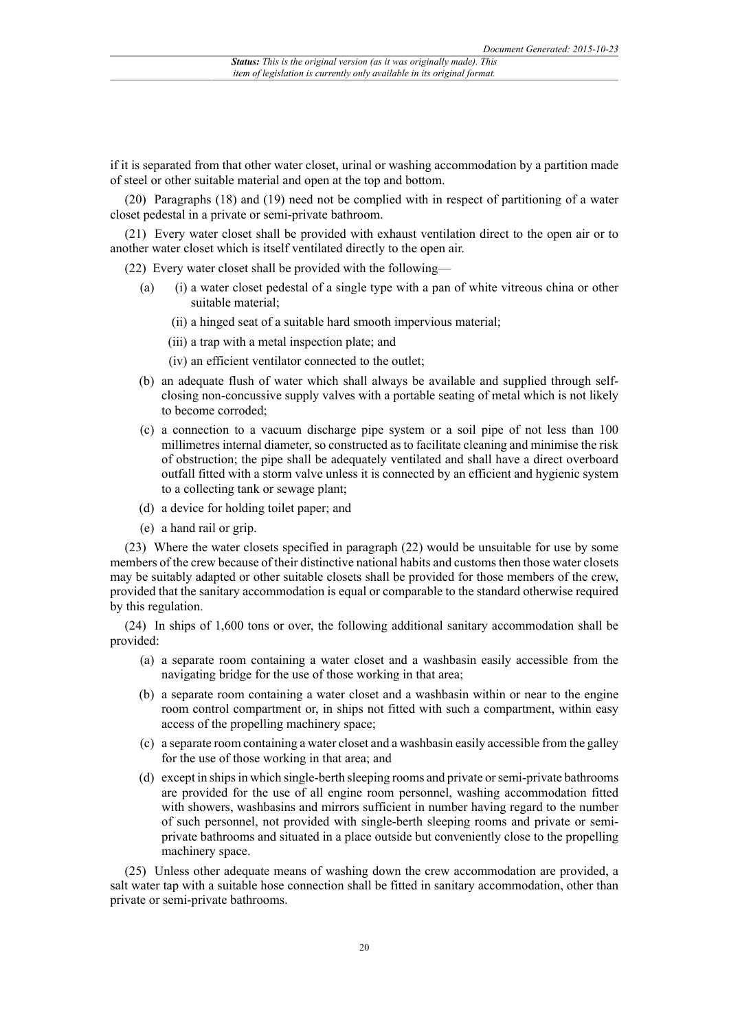if it is separated from that other water closet, urinal or washing accommodation by a partition made of steel or other suitable material and open at the top and bottom.

(20) Paragraphs (18) and (19) need not be complied with in respect of partitioning of a water closet pedestal in a private or semi-private bathroom.

(21) Every water closet shall be provided with exhaust ventilation direct to the open air or to another water closet which is itself ventilated directly to the open air.

(22) Every water closet shall be provided with the following—

- (a) (i) a water closet pedestal of a single type with a pan of white vitreous china or other suitable material;
  - (ii) a hinged seat of a suitable hard smooth impervious material;
  - (iii) a trap with a metal inspection plate; and
  - (iv) an efficient ventilator connected to the outlet;
- (b) an adequate flush of water which shall always be available and supplied through self-closing non-concussive supply valves with a portable seating of metal which is not likely to become corroded;
- (c) a connection to a vacuum discharge pipe system or a soil pipe of not less than 100 millimetres internal diameter, so constructed as to facilitate cleaning and minimise the risk of obstruction; the pipe shall be adequately ventilated and shall have a direct overboard outfall fitted with a storm valve unless it is connected by an efficient and hygienic system to a collecting tank or sewage plant;
- (d) a device for holding toilet paper; and
- (e) a hand rail or grip.

(23) Where the water closets specified in paragraph (22) would be unsuitable for use by some members of the crew because of their distinctive national habits and customs then those water closets may be suitably adapted or other suitable closets shall be provided for those members of the crew, provided that the sanitary accommodation is equal or comparable to the standard otherwise required by this regulation.

(24) In ships of 1,600 tons or over, the following additional sanitary accommodation shall be provided:

- (a) a separate room containing a water closet and a washbasin easily accessible from the navigating bridge for the use of those working in that area;
- (b) a separate room containing a water closet and a washbasin within or near to the engine room control compartment or, in ships not fitted with such a compartment, within easy access of the propelling machinery space;
- (c) a separate room containing a water closet and a washbasin easily accessible from the galley for the use of those working in that area; and
- (d) except in ships in which single-berth sleeping rooms and private or semi-private bathrooms are provided for the use of all engine room personnel, washing accommodation fitted with showers, washbasins and mirrors sufficient in number having regard to the number of such personnel, not provided with single-berth sleeping rooms and private or semi-private bathrooms and situated in a place outside but conveniently close to the propelling machinery space.

(25) Unless other adequate means of washing down the crew accommodation are provided, a salt water tap with a suitable hose connection shall be fitted in sanitary accommodation, other than private or semi-private bathrooms.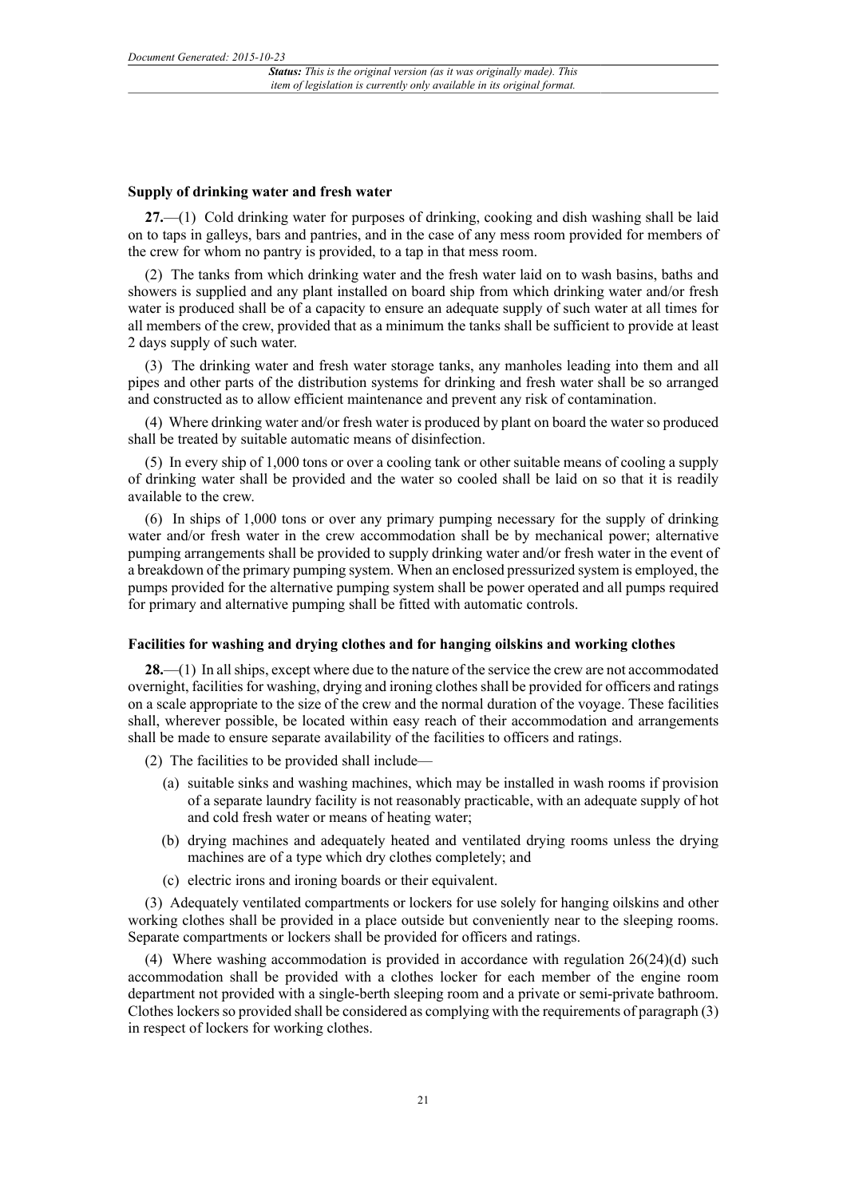### Supply of drinking water and fresh water

**27.**—(1) Cold drinking water for purposes of drinking, cooking and dish washing shall be laid on to taps in galleys, bars and pantries, and in the case of any mess room provided for members of the crew for whom no pantry is provided, to a tap in that mess room.

(2) The tanks from which drinking water and the fresh water laid on to wash basins, baths and showers is supplied and any plant installed on board ship from which drinking water and/or fresh water is produced shall be of a capacity to ensure an adequate supply of such water at all times for all members of the crew, provided that as a minimum the tanks shall be sufficient to provide at least 2 days supply of such water.

(3) The drinking water and fresh water storage tanks, any manholes leading into them and all pipes and other parts of the distribution systems for drinking and fresh water shall be so arranged and constructed as to allow efficient maintenance and prevent any risk of contamination.

(4) Where drinking water and/or fresh water is produced by plant on board the water so produced shall be treated by suitable automatic means of disinfection.

(5) In every ship of 1,000 tons or over a cooling tank or other suitable means of cooling a supply of drinking water shall be provided and the water so cooled shall be laid on so that it is readily available to the crew.

(6) In ships of 1,000 tons or over any primary pumping necessary for the supply of drinking water and/or fresh water in the crew accommodation shall be by mechanical power; alternative pumping arrangements shall be provided to supply drinking water and/or fresh water in the event of a breakdown of the primary pumping system. When an enclosed pressurized system is employed, the pumps provided for the alternative pumping system shall be power operated and all pumps required for primary and alternative pumping shall be fitted with automatic controls.

### Facilities for washing and drying clothes and for hanging oilskins and working clothes

**28.**—(1) In all ships, except where due to the nature of the service the crew are not accommodated overnight, facilities for washing, drying and ironing clothes shall be provided for officers and ratings on a scale appropriate to the size of the crew and the normal duration of the voyage. These facilities shall, wherever possible, be located within easy reach of their accommodation and arrangements shall be made to ensure separate availability of the facilities to officers and ratings.

(2) The facilities to be provided shall include—

- (a) suitable sinks and washing machines, which may be installed in wash rooms if provision of a separate laundry facility is not reasonably practicable, with an adequate supply of hot and cold fresh water or means of heating water;
- (b) drying machines and adequately heated and ventilated drying rooms unless the drying machines are of a type which dry clothes completely; and
- (c) electric irons and ironing boards or their equivalent.

(3) Adequately ventilated compartments or lockers for use solely for hanging oilskins and other working clothes shall be provided in a place outside but conveniently near to the sleeping rooms. Separate compartments or lockers shall be provided for officers and ratings.

(4) Where washing accommodation is provided in accordance with regulation 26(24)(d) such accommodation shall be provided with a clothes locker for each member of the engine room department not provided with a single-berth sleeping room and a private or semi-private bathroom. Clothes lockers so provided shall be considered as complying with the requirements of paragraph (3) in respect of lockers for working clothes.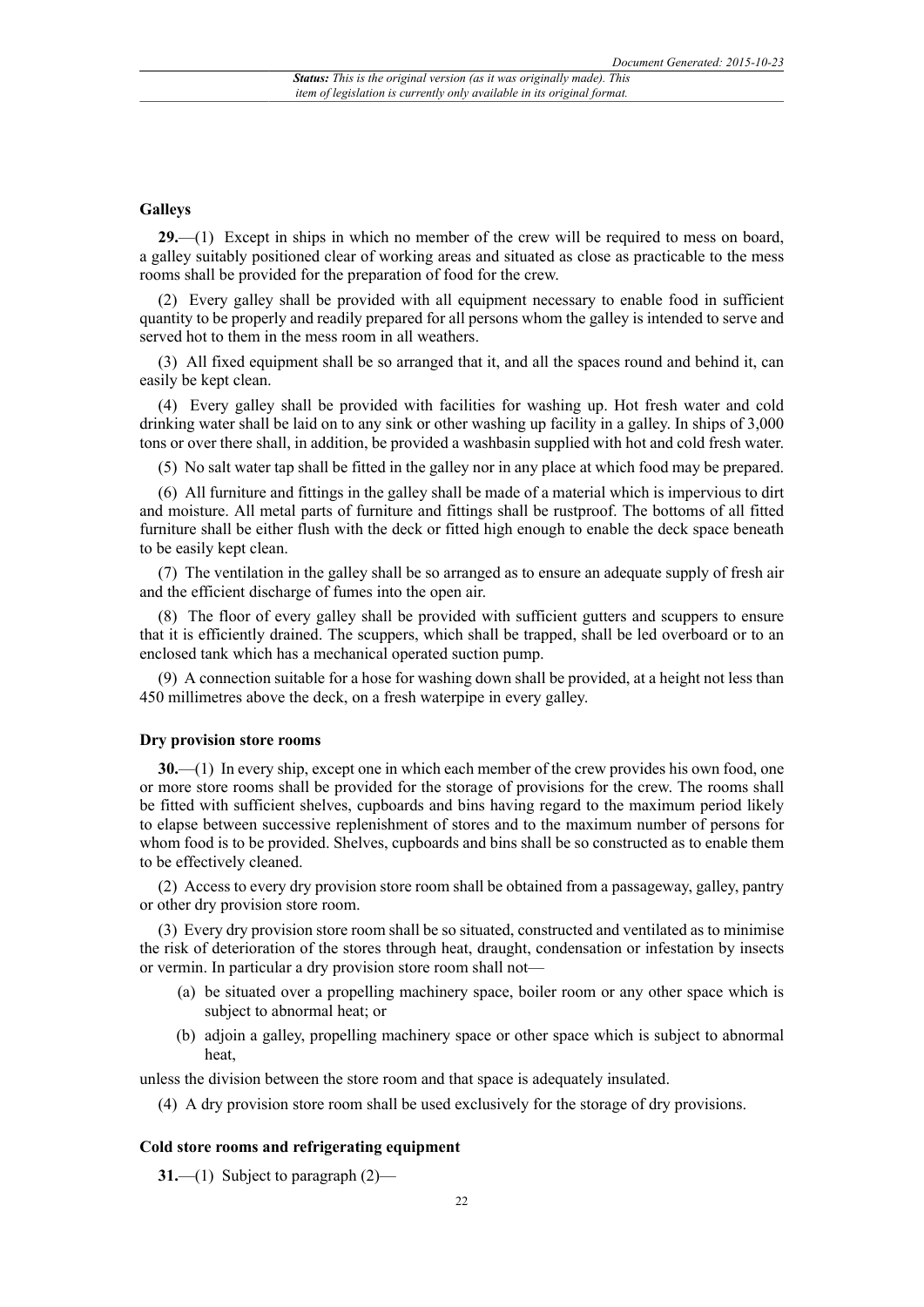### Galleys

**29.**—(1) Except in ships in which no member of the crew will be required to mess on board, a galley suitably positioned clear of working areas and situated as close as practicable to the mess rooms shall be provided for the preparation of food for the crew.

(2) Every galley shall be provided with all equipment necessary to enable food in sufficient quantity to be properly and readily prepared for all persons whom the galley is intended to serve and served hot to them in the mess room in all weathers.

(3) All fixed equipment shall be so arranged that it, and all the spaces round and behind it, can easily be kept clean.

(4) Every galley shall be provided with facilities for washing up. Hot fresh water and cold drinking water shall be laid on to any sink or other washing up facility in a galley. In ships of 3,000 tons or over there shall, in addition, be provided a washbasin supplied with hot and cold fresh water.

(5) No salt water tap shall be fitted in the galley nor in any place at which food may be prepared.

(6) All furniture and fittings in the galley shall be made of a material which is impervious to dirt and moisture. All metal parts of furniture and fittings shall be rustproof. The bottoms of all fitted furniture shall be either flush with the deck or fitted high enough to enable the deck space beneath to be easily kept clean.

(7) The ventilation in the galley shall be so arranged as to ensure an adequate supply of fresh air and the efficient discharge of fumes into the open air.

(8) The floor of every galley shall be provided with sufficient gutters and scuppers to ensure that it is efficiently drained. The scuppers, which shall be trapped, shall be led overboard or to an enclosed tank which has a mechanical operated suction pump.

(9) A connection suitable for a hose for washing down shall be provided, at a height not less than 450 millimetres above the deck, on a fresh waterpipe in every galley.

### Dry provision store rooms

**30.**—(1) In every ship, except one in which each member of the crew provides his own food, one or more store rooms shall be provided for the storage of provisions for the crew. The rooms shall be fitted with sufficient shelves, cupboards and bins having regard to the maximum period likely to elapse between successive replenishment of stores and to the maximum number of persons for whom food is to be provided. Shelves, cupboards and bins shall be so constructed as to enable them to be effectively cleaned.

(2) Access to every dry provision store room shall be obtained from a passageway, galley, pantry or other dry provision store room.

(3) Every dry provision store room shall be so situated, constructed and ventilated as to minimise the risk of deterioration of the stores through heat, draught, condensation or infestation by insects or vermin. In particular a dry provision store room shall not—

(a) be situated over a propelling machinery space, boiler room or any other space which is subject to abnormal heat; or

(b) adjoin a galley, propelling machinery space or other space which is subject to abnormal heat,

unless the division between the store room and that space is adequately insulated.

(4) A dry provision store room shall be used exclusively for the storage of dry provisions.

### Cold store rooms and refrigerating equipment

**31.**—(1) Subject to paragraph (2)—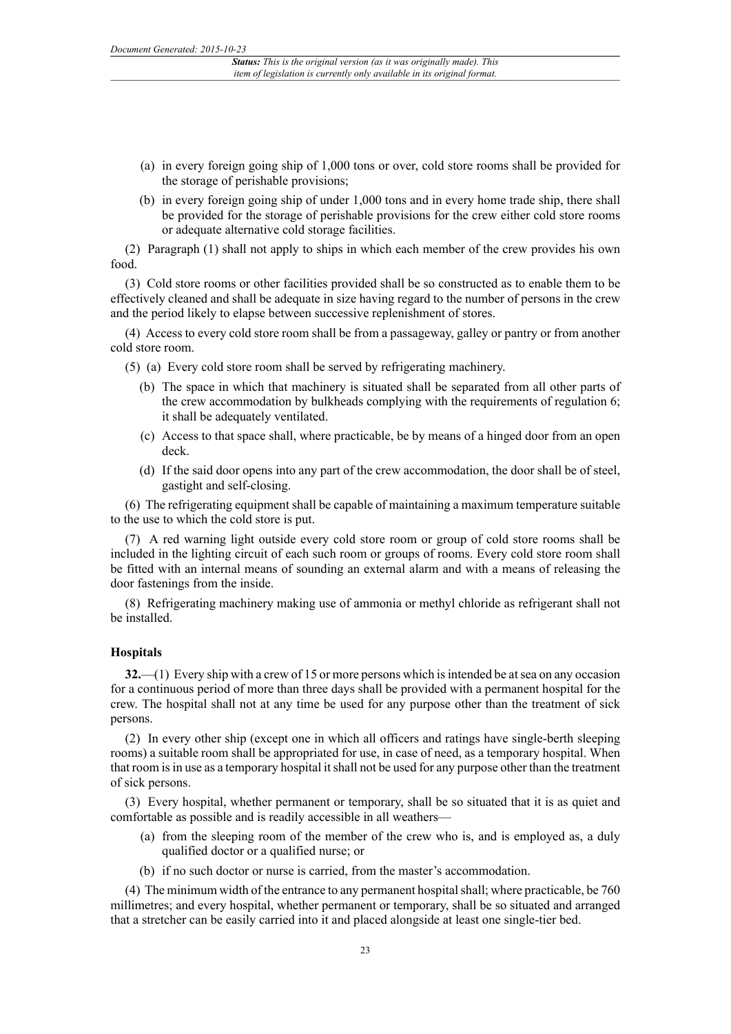(a) in every foreign going ship of 1,000 tons or over, cold store rooms shall be provided for the storage of perishable provisions;

(b) in every foreign going ship of under 1,000 tons and in every home trade ship, there shall be provided for the storage of perishable provisions for the crew either cold store rooms or adequate alternative cold storage facilities.

(2) Paragraph (1) shall not apply to ships in which each member of the crew provides his own food.

(3) Cold store rooms or other facilities provided shall be so constructed as to enable them to be effectively cleaned and shall be adequate in size having regard to the number of persons in the crew and the period likely to elapse between successive replenishment of stores.

(4) Access to every cold store room shall be from a passageway, galley or pantry or from another cold store room.

(5) (a) Every cold store room shall be served by refrigerating machinery.

(b) The space in which that machinery is situated shall be separated from all other parts of the crew accommodation by bulkheads complying with the requirements of regulation 6; it shall be adequately ventilated.

(c) Access to that space shall, where practicable, be by means of a hinged door from an open deck.

(d) If the said door opens into any part of the crew accommodation, the door shall be of steel, gastight and self-closing.

(6) The refrigerating equipment shall be capable of maintaining a maximum temperature suitable to the use to which the cold store is put.

(7) A red warning light outside every cold store room or group of cold store rooms shall be included in the lighting circuit of each such room or groups of rooms. Every cold store room shall be fitted with an internal means of sounding an external alarm and with a means of releasing the door fastenings from the inside.

(8) Refrigerating machinery making use of ammonia or methyl chloride as refrigerant shall not be installed.

#### Hospitals

**32.**—(1) Every ship with a crew of 15 or more persons which is intended be at sea on any occasion for a continuous period of more than three days shall be provided with a permanent hospital for the crew. The hospital shall not at any time be used for any purpose other than the treatment of sick persons.

(2) In every other ship (except one in which all officers and ratings have single-berth sleeping rooms) a suitable room shall be appropriated for use, in case of need, as a temporary hospital. When that room is in use as a temporary hospital it shall not be used for any purpose other than the treatment of sick persons.

(3) Every hospital, whether permanent or temporary, shall be so situated that it is as quiet and comfortable as possible and is readily accessible in all weathers—

(a) from the sleeping room of the member of the crew who is, and is employed as, a duly qualified doctor or a qualified nurse; or

(b) if no such doctor or nurse is carried, from the master's accommodation.

(4) The minimum width of the entrance to any permanent hospital shall; where practicable, be 760 millimetres; and every hospital, whether permanent or temporary, shall be so situated and arranged that a stretcher can be easily carried into it and placed alongside at least one single-tier bed.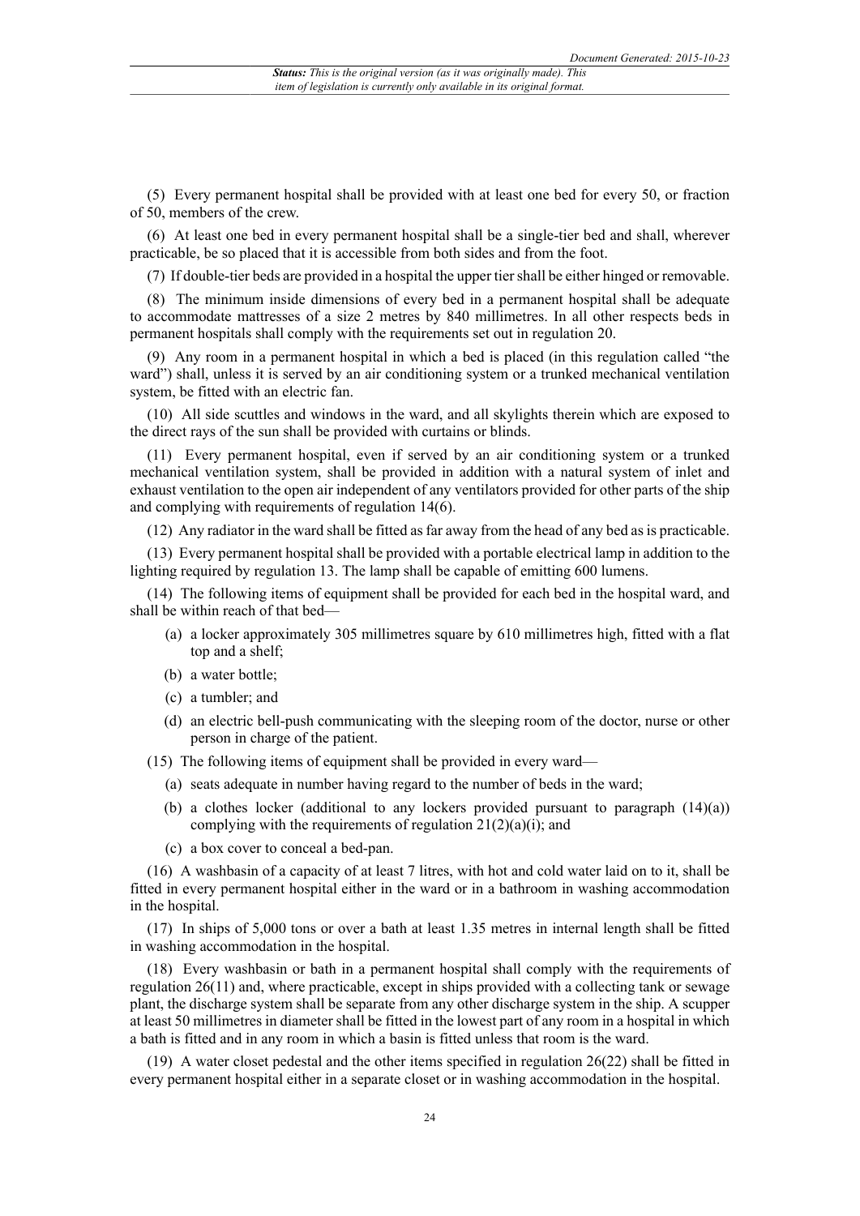(5) Every permanent hospital shall be provided with at least one bed for every 50, or fraction of 50, members of the crew.

(6) At least one bed in every permanent hospital shall be a single-tier bed and shall, wherever practicable, be so placed that it is accessible from both sides and from the foot.

(7) If double-tier beds are provided in a hospital the upper tier shall be either hinged or removable.

(8) The minimum inside dimensions of every bed in a permanent hospital shall be adequate to accommodate mattresses of a size 2 metres by 840 millimetres. In all other respects beds in permanent hospitals shall comply with the requirements set out in regulation 20.

(9) Any room in a permanent hospital in which a bed is placed (in this regulation called "the ward") shall, unless it is served by an air conditioning system or a trunked mechanical ventilation system, be fitted with an electric fan.

(10) All side scuttles and windows in the ward, and all skylights therein which are exposed to the direct rays of the sun shall be provided with curtains or blinds.

(11) Every permanent hospital, even if served by an air conditioning system or a trunked mechanical ventilation system, shall be provided in addition with a natural system of inlet and exhaust ventilation to the open air independent of any ventilators provided for other parts of the ship and complying with requirements of regulation 14(6).

(12) Any radiator in the ward shall be fitted as far away from the head of any bed as is practicable.

(13) Every permanent hospital shall be provided with a portable electrical lamp in addition to the lighting required by regulation 13. The lamp shall be capable of emitting 600 lumens.

(14) The following items of equipment shall be provided for each bed in the hospital ward, and shall be within reach of that bed—

(a) a locker approximately 305 millimetres square by 610 millimetres high, fitted with a flat top and a shelf;

(b) a water bottle;

(c) a tumbler; and

(d) an electric bell-push communicating with the sleeping room of the doctor, nurse or other person in charge of the patient.

(15) The following items of equipment shall be provided in every ward—

(a) seats adequate in number having regard to the number of beds in the ward;

(b) a clothes locker (additional to any lockers provided pursuant to paragraph (14)(a)) complying with the requirements of regulation 21(2)(a)(i); and

(c) a box cover to conceal a bed-pan.

(16) A washbasin of a capacity of at least 7 litres, with hot and cold water laid on to it, shall be fitted in every permanent hospital either in the ward or in a bathroom in washing accommodation in the hospital.

(17) In ships of 5,000 tons or over a bath at least 1.35 metres in internal length shall be fitted in washing accommodation in the hospital.

(18) Every washbasin or bath in a permanent hospital shall comply with the requirements of regulation 26(11) and, where practicable, except in ships provided with a collecting tank or sewage plant, the discharge system shall be separate from any other discharge system in the ship. A scupper at least 50 millimetres in diameter shall be fitted in the lowest part of any room in a hospital in which a bath is fitted and in any room in which a basin is fitted unless that room is the ward.

(19) A water closet pedestal and the other items specified in regulation 26(22) shall be fitted in every permanent hospital either in a separate closet or in washing accommodation in the hospital.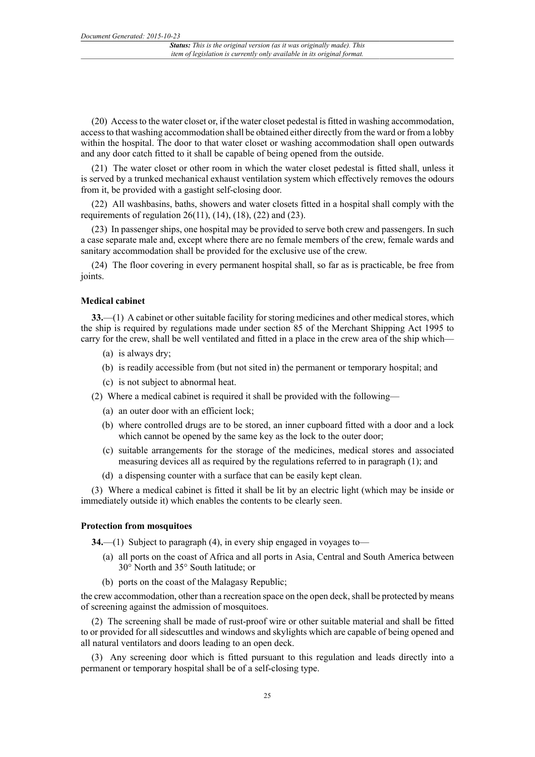(20) Access to the water closet or, if the water closet pedestal is fitted in washing accommodation, access to that washing accommodation shall be obtained either directly from the ward or from a lobby within the hospital. The door to that water closet or washing accommodation shall open outwards and any door catch fitted to it shall be capable of being opened from the outside.

(21) The water closet or other room in which the water closet pedestal is fitted shall, unless it is served by a trunked mechanical exhaust ventilation system which effectively removes the odours from it, be provided with a gastight self-closing door.

(22) All washbasins, baths, showers and water closets fitted in a hospital shall comply with the requirements of regulation 26(11), (14), (18), (22) and (23).

(23) In passenger ships, one hospital may be provided to serve both crew and passengers. In such a case separate male and, except where there are no female members of the crew, female wards and sanitary accommodation shall be provided for the exclusive use of the crew.

(24) The floor covering in every permanent hospital shall, so far as is practicable, be free from joints.

**Medical cabinet**

**33.**—(1) A cabinet or other suitable facility for storing medicines and other medical stores, which the ship is required by regulations made under section 85 of the Merchant Shipping Act 1995 to carry for the crew, shall be well ventilated and fitted in a place in the crew area of the ship which—

(a) is always dry;

(b) is readily accessible from (but not sited in) the permanent or temporary hospital; and

(c) is not subject to abnormal heat.

(2) Where a medical cabinet is required it shall be provided with the following—

(a) an outer door with an efficient lock;

(b) where controlled drugs are to be stored, an inner cupboard fitted with a door and a lock which cannot be opened by the same key as the lock to the outer door;

(c) suitable arrangements for the storage of the medicines, medical stores and associated measuring devices all as required by the regulations referred to in paragraph (1); and

(d) a dispensing counter with a surface that can be easily kept clean.

(3) Where a medical cabinet is fitted it shall be lit by an electric light (which may be inside or immediately outside it) which enables the contents to be clearly seen.

**Protection from mosquitoes**

**34.**—(1) Subject to paragraph (4), in every ship engaged in voyages to—

(a) all ports on the coast of Africa and all ports in Asia, Central and South America between 30° North and 35° South latitude; or

(b) ports on the coast of the Malagasy Republic;

the crew accommodation, other than a recreation space on the open deck, shall be protected by means of screening against the admission of mosquitoes.

(2) The screening shall be made of rust-proof wire or other suitable material and shall be fitted to or provided for all sidescuttles and windows and skylights which are capable of being opened and all natural ventilators and doors leading to an open deck.

(3) Any screening door which is fitted pursuant to this regulation and leads directly into a permanent or temporary hospital shall be of a self-closing type.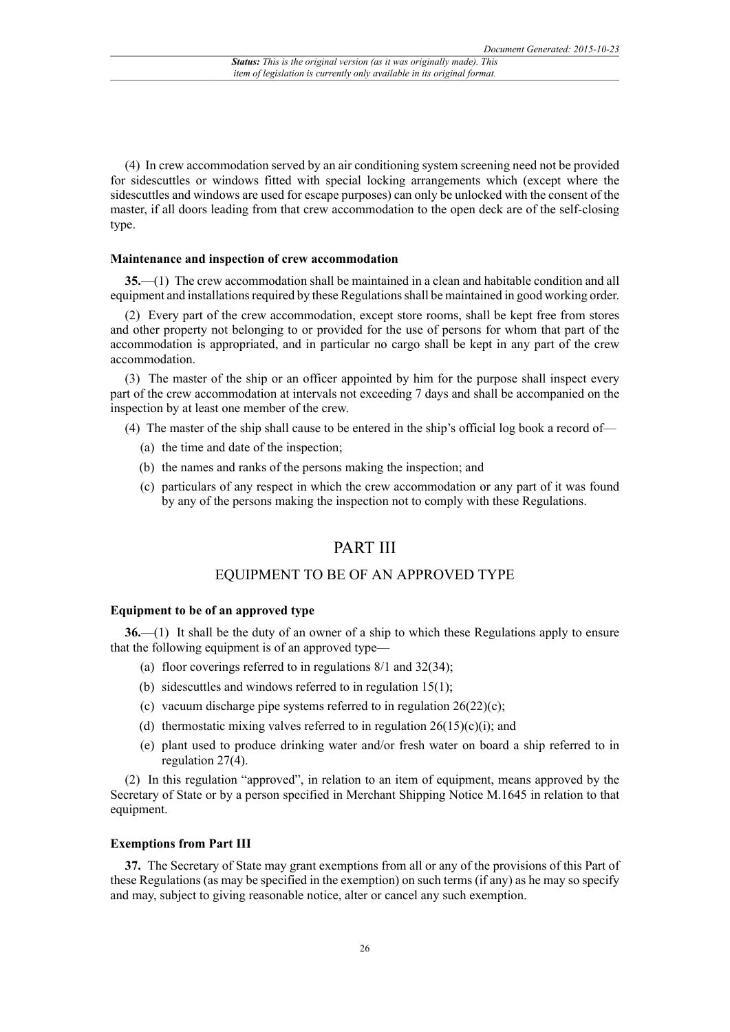(4) In crew accommodation served by an air conditioning system screening need not be provided for sidescuttles or windows fitted with special locking arrangements which (except where the sidescuttles and windows are used for escape purposes) can only be unlocked with the consent of the master, if all doors leading from that crew accommodation to the open deck are of the self-closing type.

**Maintenance and inspection of crew accommodation**

**35.**—(1) The crew accommodation shall be maintained in a clean and habitable condition and all equipment and installations required by these Regulations shall be maintained in good working order.

(2) Every part of the crew accommodation, except store rooms, shall be kept free from stores and other property not belonging to or provided for the use of persons for whom that part of the accommodation is appropriated, and in particular no cargo shall be kept in any part of the crew accommodation.

(3) The master of the ship or an officer appointed by him for the purpose shall inspect every part of the crew accommodation at intervals not exceeding 7 days and shall be accompanied on the inspection by at least one member of the crew.

(4) The master of the ship shall cause to be entered in the ship's official log book a record of—

- (a) the time and date of the inspection;
- (b) the names and ranks of the persons making the inspection; and
- (c) particulars of any respect in which the crew accommodation or any part of it was found by any of the persons making the inspection not to comply with these Regulations.

# PART III

## EQUIPMENT TO BE OF AN APPROVED TYPE

**Equipment to be of an approved type**

**36.**—(1) It shall be the duty of an owner of a ship to which these Regulations apply to ensure that the following equipment is of an approved type—

- (a) floor coverings referred to in regulations 8/1 and 32(34);
- (b) sidescuttles and windows referred to in regulation 15(1);
- (c) vacuum discharge pipe systems referred to in regulation 26(22)(c);
- (d) thermostatic mixing valves referred to in regulation 26(15)(c)(i); and
- (e) plant used to produce drinking water and/or fresh water on board a ship referred to in regulation 27(4).

(2) In this regulation "approved", in relation to an item of equipment, means approved by the Secretary of State or by a person specified in Merchant Shipping Notice M.1645 in relation to that equipment.

**Exemptions from Part III**

**37.** The Secretary of State may grant exemptions from all or any of the provisions of this Part of these Regulations (as may be specified in the exemption) on such terms (if any) as he may so specify and may, subject to giving reasonable notice, alter or cancel any such exemption.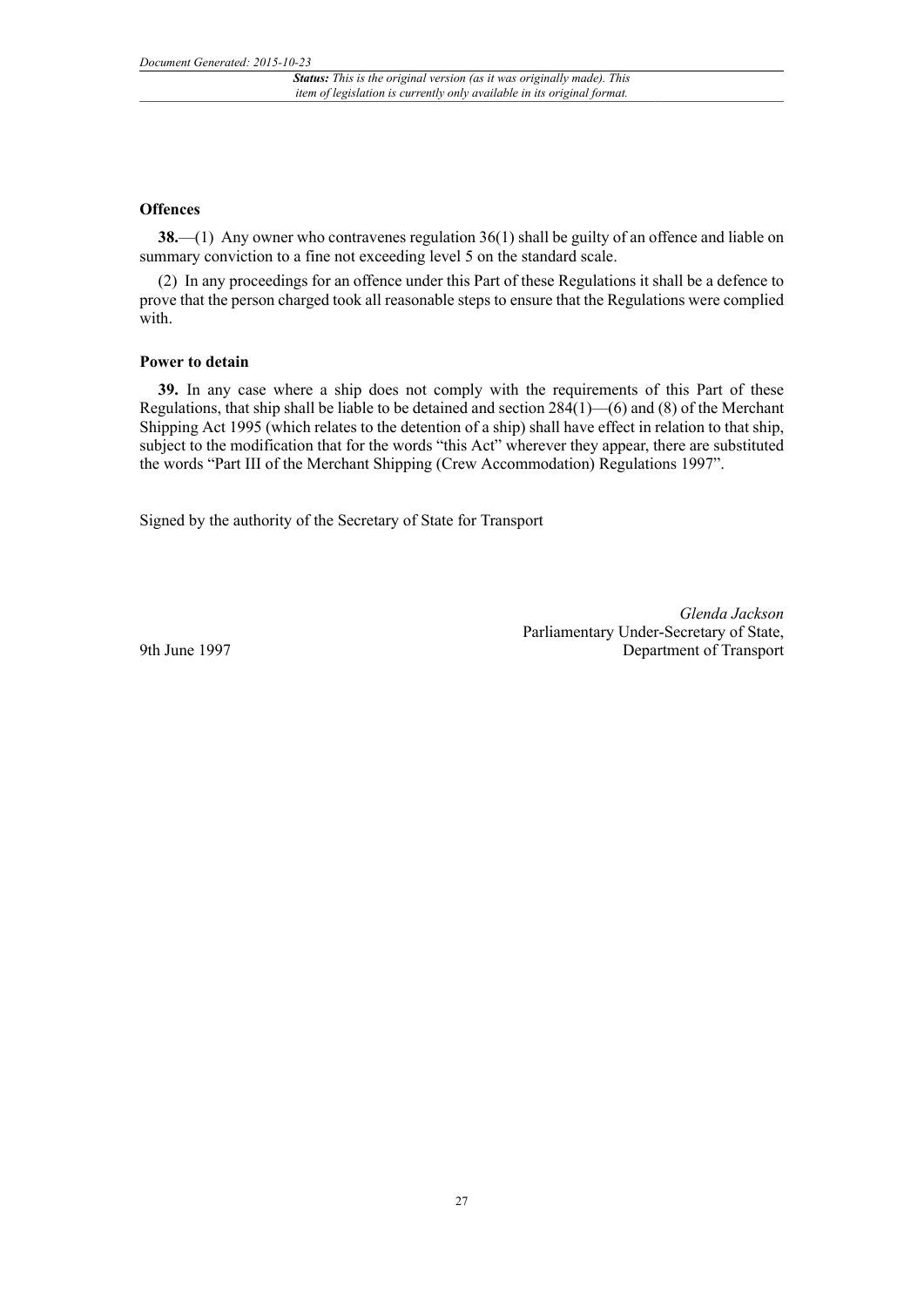### Offences

**38.**—(1) Any owner who contravenes regulation 36(1) shall be guilty of an offence and liable on summary conviction to a fine not exceeding level 5 on the standard scale.

(2) In any proceedings for an offence under this Part of these Regulations it shall be a defence to prove that the person charged took all reasonable steps to ensure that the Regulations were complied with.

### Power to detain

**39.** In any case where a ship does not comply with the requirements of this Part of these Regulations, that ship shall be liable to be detained and section 284(1)—(6) and (8) of the Merchant Shipping Act 1995 (which relates to the detention of a ship) shall have effect in relation to that ship, subject to the modification that for the words "this Act" wherever they appear, there are substituted the words "Part III of the Merchant Shipping (Crew Accommodation) Regulations 1997".

Signed by the authority of the Secretary of State for Transport

*Glenda Jackson*
Parliamentary Under-Secretary of State,
Department of Transport

9th June 1997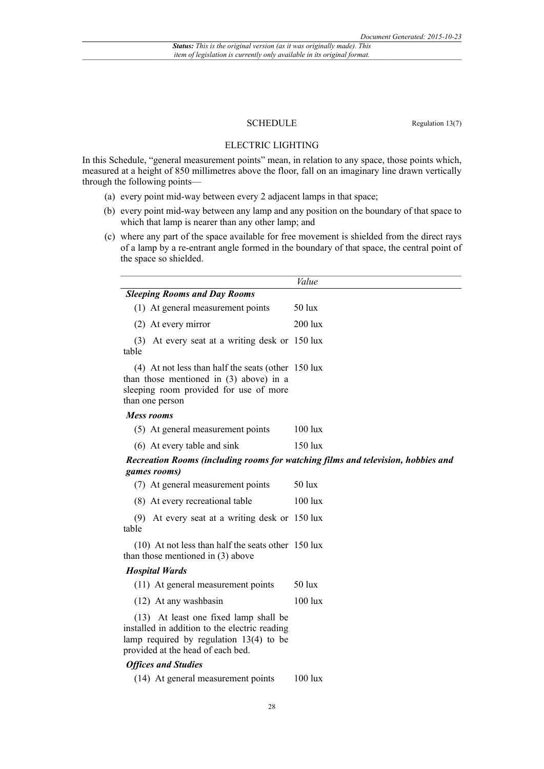## SCHEDULE

Regulation 13(7)

### ELECTRIC LIGHTING

In this Schedule, "general measurement points" mean, in relation to any space, those points which, measured at a height of 850 millimetres above the floor, fall on an imaginary line drawn vertically through the following points—

(a) every point mid-way between every 2 adjacent lamps in that space;

(b) every point mid-way between any lamp and any position on the boundary of that space to which that lamp is nearer than any other lamp; and

(c) where any part of the space available for free movement is shielded from the direct rays of a lamp by a re-entrant angle formed in the boundary of that space, the central point of the space so shielded.

| | *Value* |
|---|---|
| ***Sleeping Rooms and Day Rooms*** | |
| (1) At general measurement points | 50 lux |
| (2) At every mirror | 200 lux |
| (3) At every seat at a writing desk or table | 150 lux |
| (4) At not less than half the seats (other than those mentioned in (3) above) in a sleeping room provided for use of more than one person | 150 lux |
| ***Mess rooms*** | |
| (5) At general measurement points | 100 lux |
| (6) At every table and sink | 150 lux |
| ***Recreation Rooms (including rooms for watching films and television, hobbies and games rooms)*** | |
| (7) At general measurement points | 50 lux |
| (8) At every recreational table | 100 lux |
| (9) At every seat at a writing desk or table | 150 lux |
| (10) At not less than half the seats other than those mentioned in (3) above | 150 lux |
| ***Hospital Wards*** | |
| (11) At general measurement points | 50 lux |
| (12) At any washbasin | 100 lux |
| (13) At least one fixed lamp shall be installed in addition to the electric reading lamp required by regulation 13(4) to be provided at the head of each bed. | |
| ***Offices and Studies*** | |
| (14) At general measurement points | 100 lux |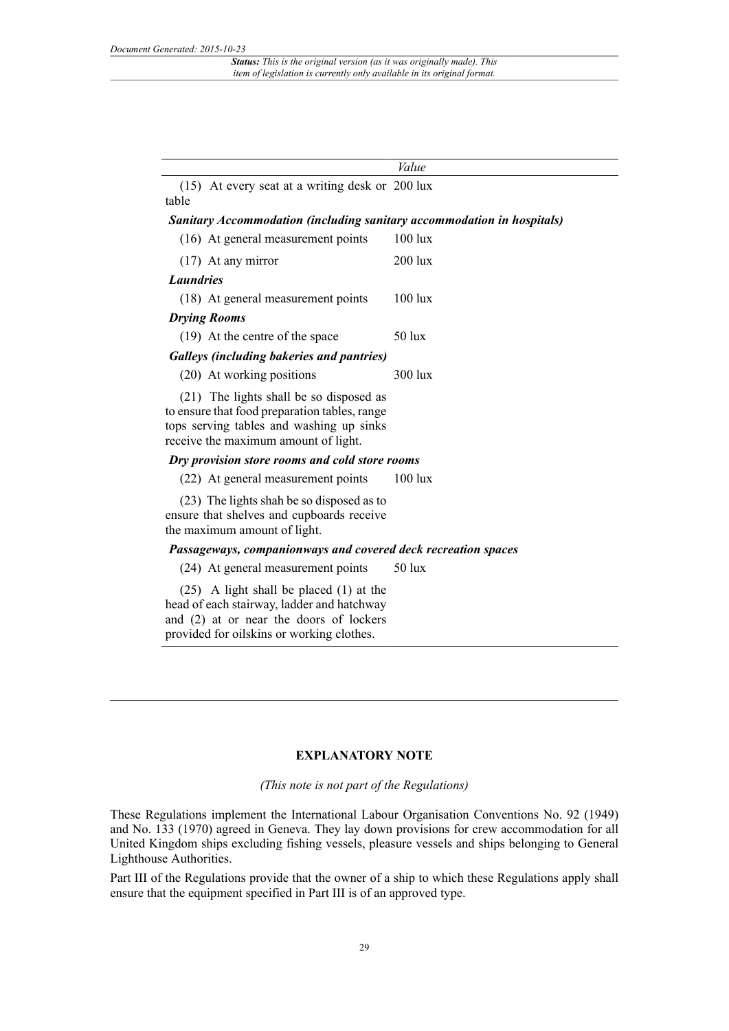| | Value |
|---|---|
| (15) At every seat at a writing desk or table | 200 lux |
| ***Sanitary Accommodation (including sanitary accommodation in hospitals)*** | |
| (16) At general measurement points | 100 lux |
| (17) At any mirror | 200 lux |
| ***Laundries*** | |
| (18) At general measurement points | 100 lux |
| ***Drying Rooms*** | |
| (19) At the centre of the space | 50 lux |
| ***Galleys (including bakeries and pantries)*** | |
| (20) At working positions | 300 lux |
| (21) The lights shall be so disposed as to ensure that food preparation tables, range tops serving tables and washing up sinks receive the maximum amount of light. | |
| ***Dry provision store rooms and cold store rooms*** | |
| (22) At general measurement points | 100 lux |
| (23) The lights shah be so disposed as to ensure that shelves and cupboards receive the maximum amount of light. | |
| ***Passageways, companionways and covered deck recreation spaces*** | |
| (24) At general measurement points | 50 lux |
| (25) A light shall be placed (1) at the head of each stairway, ladder and hatchway and (2) at or near the doors of lockers provided for oilskins or working clothes. | |

## EXPLANATORY NOTE

*(This note is not part of the Regulations)*

These Regulations implement the International Labour Organisation Conventions No. 92 (1949) and No. 133 (1970) agreed in Geneva. They lay down provisions for crew accommodation for all United Kingdom ships excluding fishing vessels, pleasure vessels and ships belonging to General Lighthouse Authorities.

Part III of the Regulations provide that the owner of a ship to which these Regulations apply shall ensure that the equipment specified in Part III is of an approved type.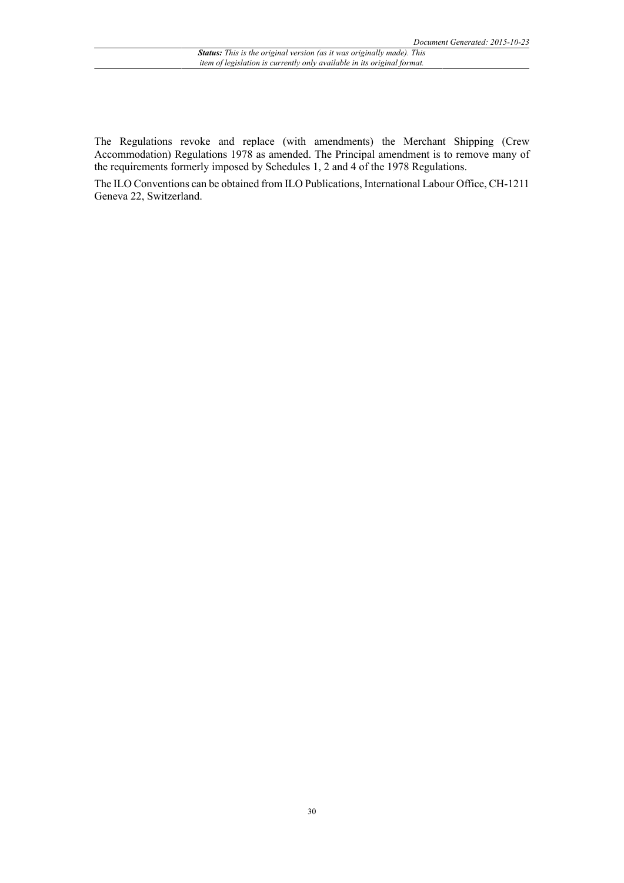The Regulations revoke and replace (with amendments) the Merchant Shipping (Crew Accommodation) Regulations 1978 as amended. The Principal amendment is to remove many of the requirements formerly imposed by Schedules 1, 2 and 4 of the 1978 Regulations.

The ILO Conventions can be obtained from ILO Publications, International Labour Office, CH-1211 Geneva 22, Switzerland.